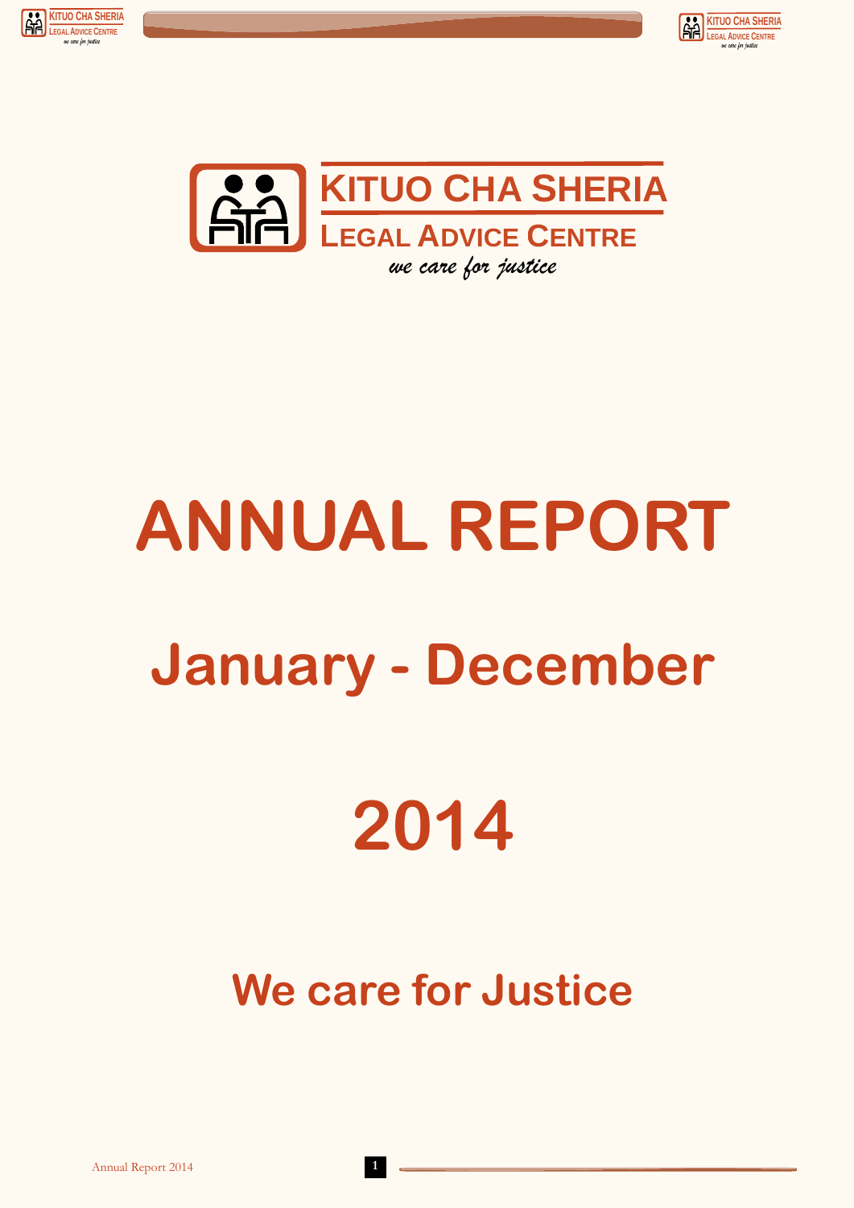**KITUO CHA SHERIA**

**LEGAL ADVICE CENTRE**

*we care for justice*

# ANNUAL REPORT

# January - December

# 2014

## We care for Justice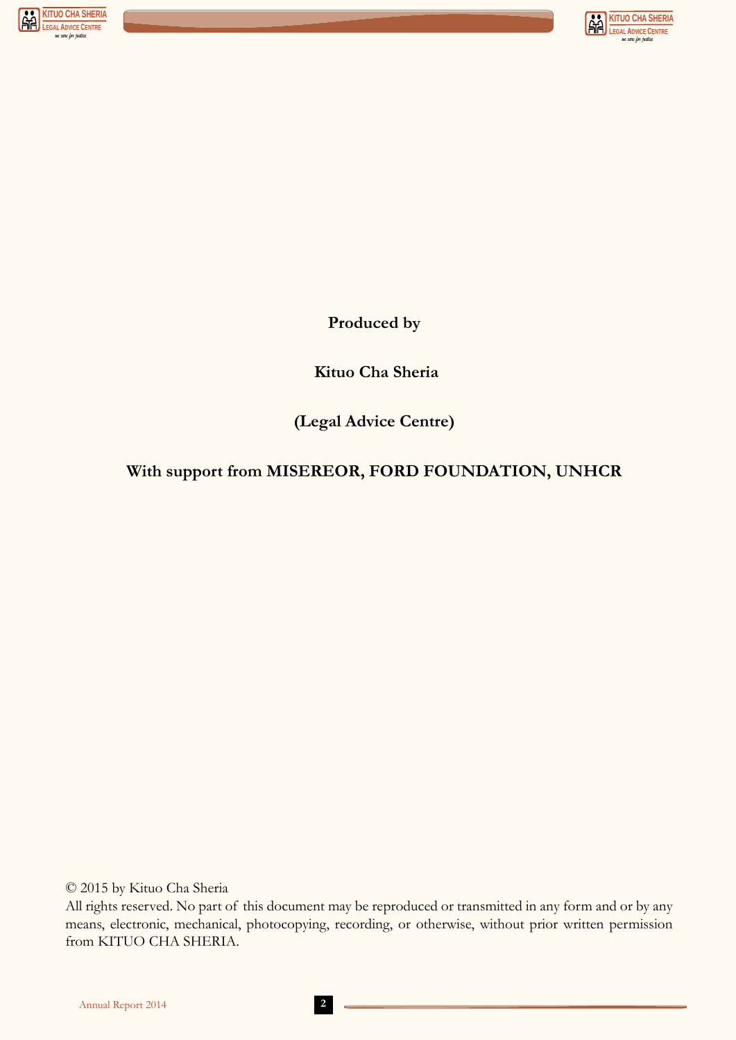**Produced by**

**Kituo Cha Sheria**

**(Legal Advice Centre)**

**With support from MISEREOR, FORD FOUNDATION, UNHCR**

© 2015 by Kituo Cha Sheria

All rights reserved. No part of this document may be reproduced or transmitted in any form and or by any means, electronic, mechanical, photocopying, recording, or otherwise, without prior written permission from KITUO CHA SHERIA.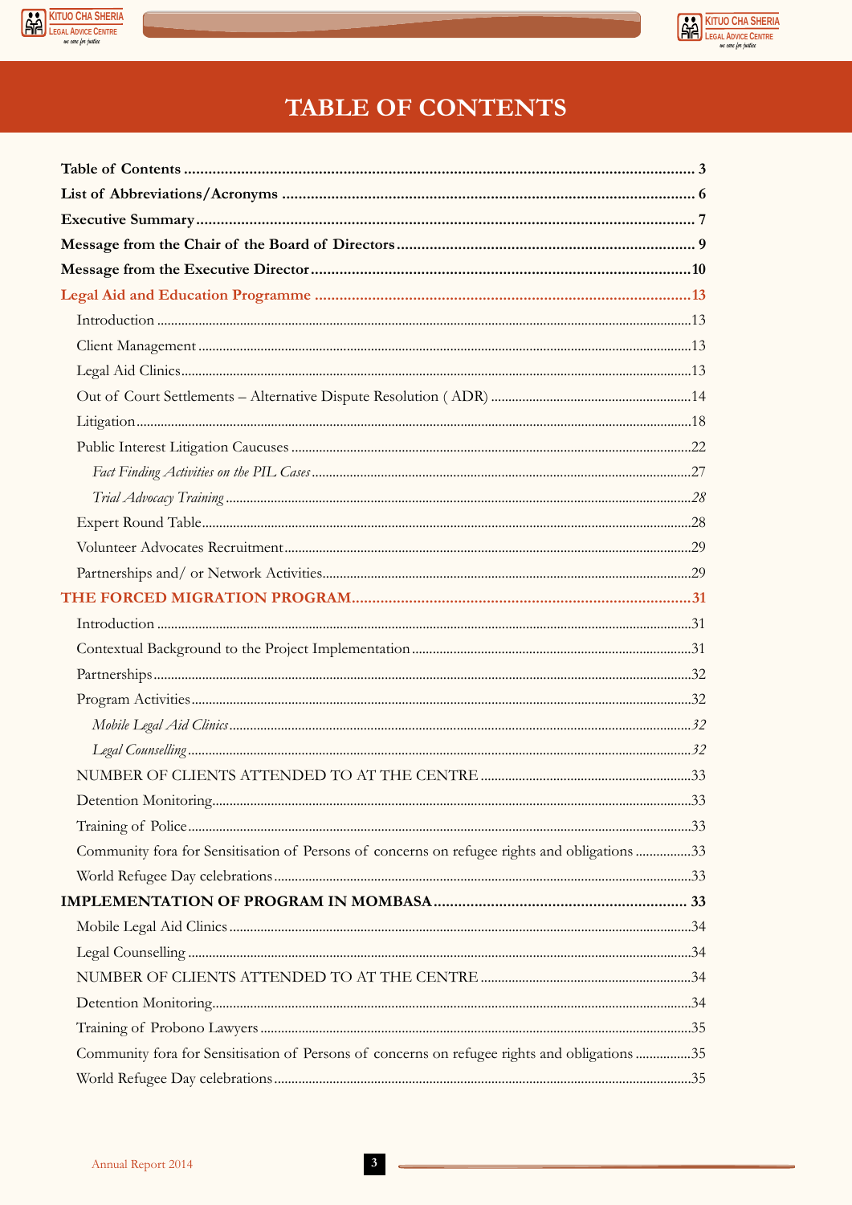# TABLE OF CONTENTS

**Table of Contents** ..... 3

**List of Abbreviations/Acronyms** ..... 6

**Executive Summary** ..... 7

**Message from the Chair of the Board of Directors** ..... 9

**Message from the Executive Director** ..... 10

**Legal Aid and Education Programme** ..... 13

- Introduction ..... 13
- Client Management ..... 13
- Legal Aid Clinics ..... 13
- Out of Court Settlements – Alternative Dispute Resolution ( ADR) ..... 14
- Litigation ..... 18
- Public Interest Litigation Caucuses ..... 22
  - *Fact Finding Activities on the PIL Cases* ..... 27
  - *Trial Advocacy Training* ..... 28
- Expert Round Table ..... 28
- Volunteer Advocates Recruitment ..... 29
- Partnerships and/ or Network Activities ..... 29

**THE FORCED MIGRATION PROGRAM** ..... 31

- Introduction ..... 31
- Contextual Background to the Project Implementation ..... 31
- Partnerships ..... 32
- Program Activities ..... 32
  - *Mobile Legal Aid Clinics* ..... 32
  - *Legal Counselling* ..... 32
- NUMBER OF CLIENTS ATTENDED TO AT THE CENTRE ..... 33
- Detention Monitoring ..... 33
- Training of Police ..... 33
- Community fora for Sensitisation of Persons of concerns on refugee rights and obligations ..... 33
- World Refugee Day celebrations ..... 33

**IMPLEMENTATION OF PROGRAM IN MOMBASA** ..... 33

- Mobile Legal Aid Clinics ..... 34
- Legal Counselling ..... 34
- NUMBER OF CLIENTS ATTENDED TO AT THE CENTRE ..... 34
- Detention Monitoring ..... 34
- Training of Probono Lawyers ..... 35
- Community fora for Sensitisation of Persons of concerns on refugee rights and obligations ..... 35
- World Refugee Day celebrations ..... 35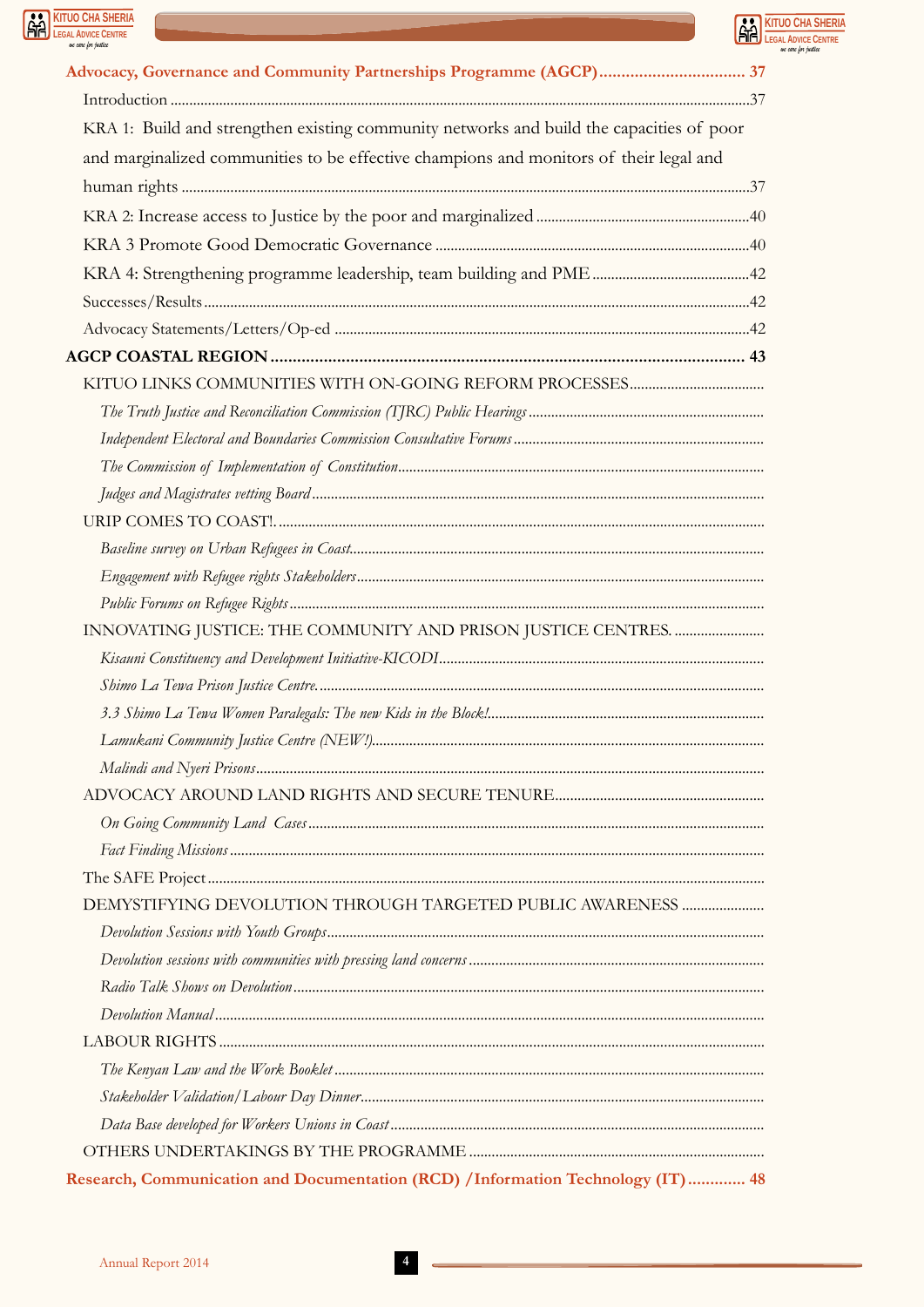**Advocacy, Governance and Community Partnerships Programme (AGCP)................................ 37**

Introduction ....................................................................................................................................37

KRA 1: Build and strengthen existing community networks and build the capacities of poor and marginalized communities to be effective champions and monitors of their legal and human rights ..........................................................................................................................37

KRA 2: Increase access to Justice by the poor and marginalized ...........................................................40

KRA 3 Promote Good Democratic Governance ....................................................................................40

KRA 4: Strengthening programme leadership, team building and PME ..........................................42

Successes/Results ............................................................................................................................42

Advocacy Statements/Letters/Op-ed ..................................................................................................42

**AGCP COASTAL REGION ...................................................................................................... 43**

KITUO LINKS COMMUNITIES WITH ON-GOING REFORM PROCESSES.......................................

*The Truth Justice and Reconciliation Commission (TJRC) Public Hearings* ..................................................

*Independent Electoral and Boundaries Commission Consultative Forums* ....................................................

*The Commission of Implementation of Constitution*....................................................................................

*Judges and Magistrates vetting Board* .........................................................................................................

URIP COMES TO COAST!. ..............................................................................................................

*Baseline survey on Urban Refugees in Coast*..............................................................................................

*Engagement with Refugee rights Stakeholders*.............................................................................................

*Public Forums on Refugee Rights* ...............................................................................................................

INNOVATING JUSTICE: THE COMMUNITY AND PRISON JUSTICE CENTRES. .......................

*Kisauni Constituency and Development Initiative-KICODI*.......................................................................

*Shimo La Tewa Prison Justice Centre.*........................................................................................................

*3.3 Shimo La Tewa Women Paralegals: The new Kids in the Block!*.............................................................

*Lamukani Community Justice Centre (NEW!)*...........................................................................................

*Malindi and Nyeri Prisons*.........................................................................................................................

ADVOCACY AROUND LAND RIGHTS AND SECURE TENURE.......................................................

*On Going Community Land Cases*..............................................................................................................

*Fact Finding Missions* ...............................................................................................................................

The SAFE Project .............................................................................................................................

DEMYSTIFYING DEVOLUTION THROUGH TARGETED PUBLIC AWARENESS .....................

*Devolution Sessions with Youth Groups*......................................................................................................

*Devolution sessions with communities with pressing land concerns* ..............................................................

*Radio Talk Shows on Devolution*...............................................................................................................

*Devolution Manual*...................................................................................................................................

LABOUR RIGHTS ..............................................................................................................................

*The Kenyan Law and the Work Booklet* ....................................................................................................

*Stakeholder Validation/Labour Day Dinner*...............................................................................................

*Data Base developed for Workers Unions in Coast* ......................................................................................

OTHERS UNDERTAKINGS BY THE PROGRAMME ...........................................................................

**Research, Communication and Documentation (RCD) /Information Technology (IT)............. 48**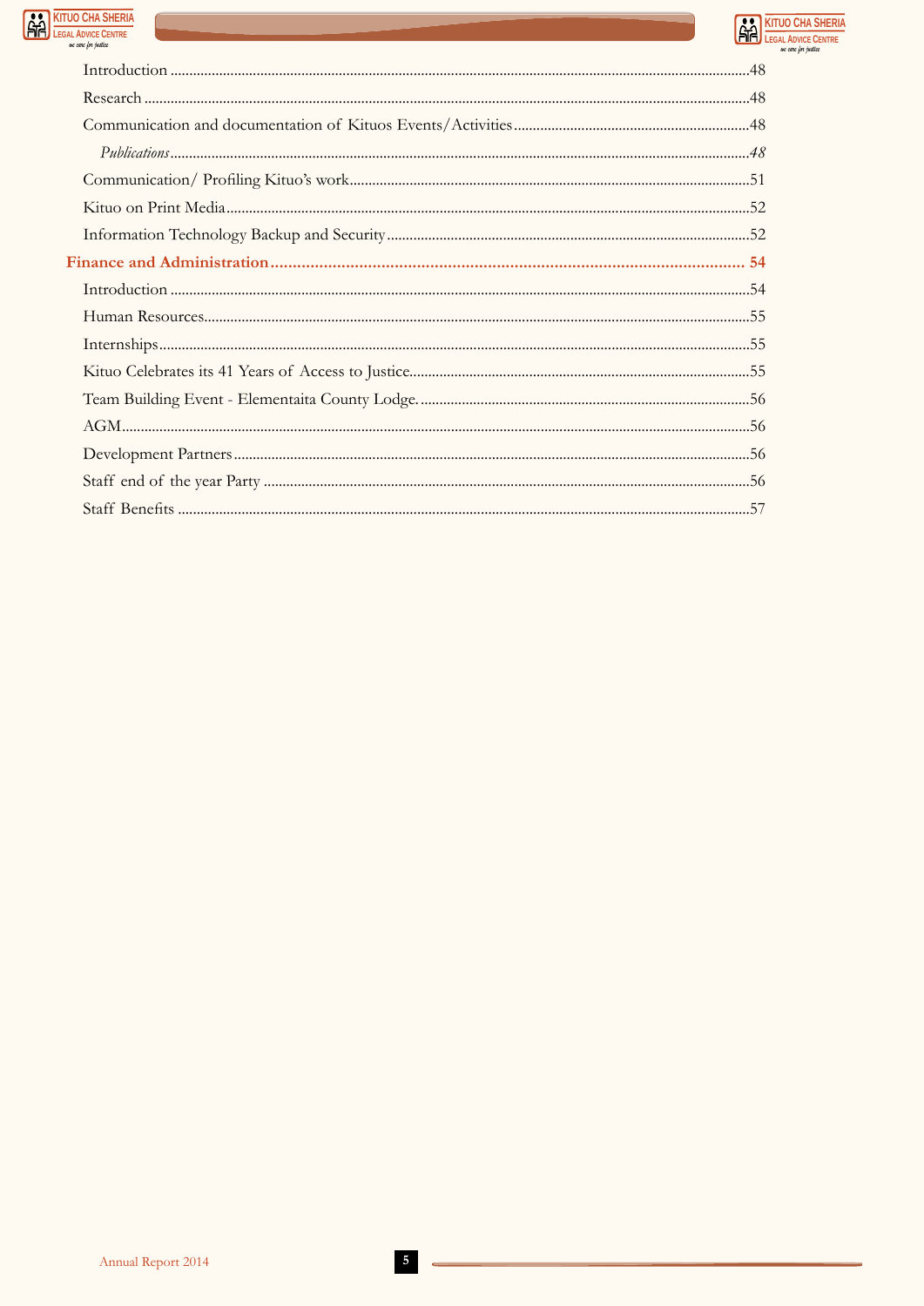Introduction ....48

Research ....48

Communication and documentation of Kituos Events/Activities ....48

*Publications* ....48

Communication/ Profiling Kituo's work ....51

Kituo on Print Media ....52

Information Technology Backup and Security ....52

**Finance and Administration .... 54**

Introduction ....54

Human Resources ....55

Internships ....55

Kituo Celebrates its 41 Years of Access to Justice ....55

Team Building Event - Elementaita County Lodge. ....56

AGM ....56

Development Partners ....56

Staff end of the year Party ....56

Staff Benefits ....57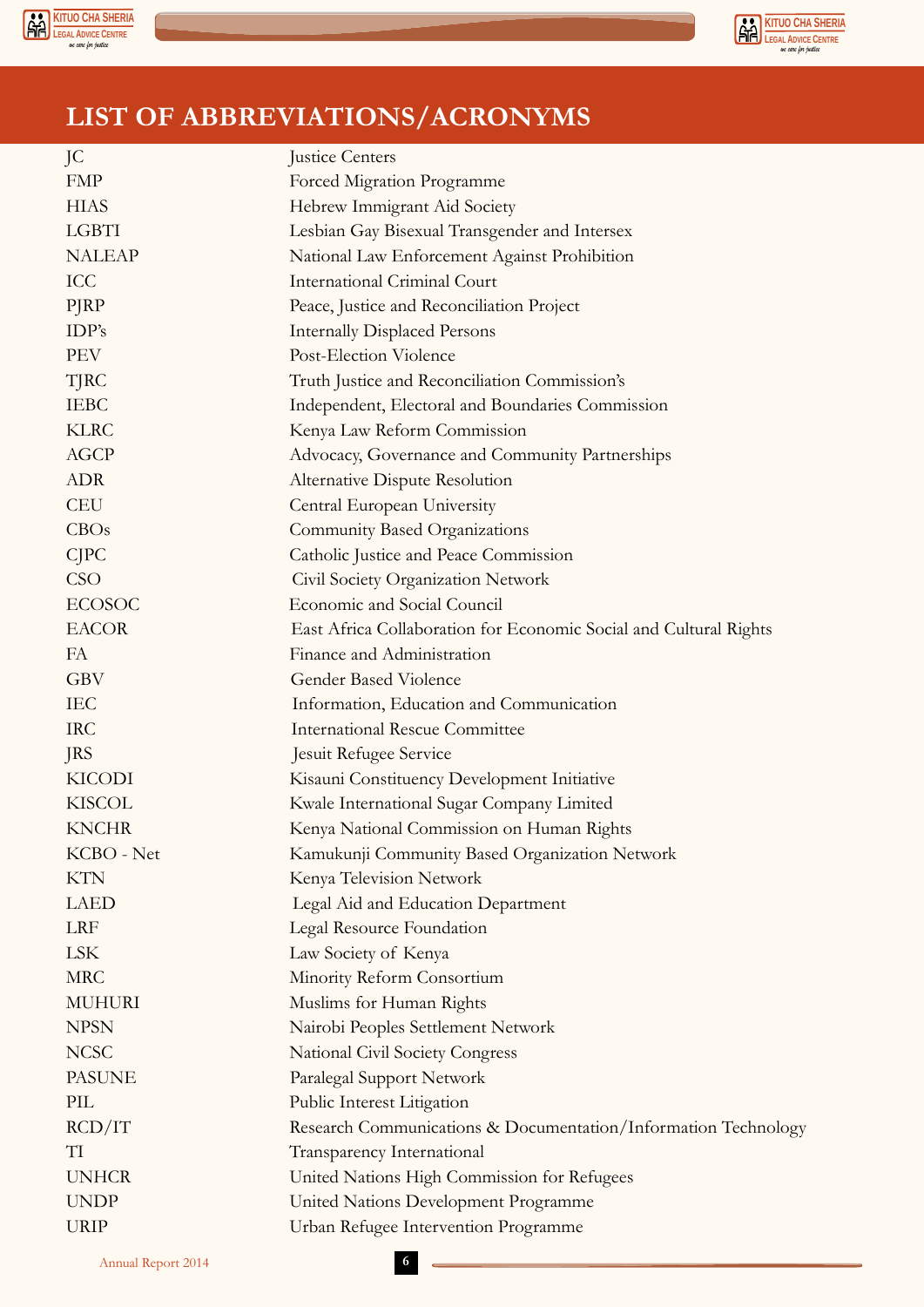# LIST OF ABBREVIATIONS/ACRONYMS

| | |
|---|---|
| JC | Justice Centers |
| FMP | Forced Migration Programme |
| HIAS | Hebrew Immigrant Aid Society |
| LGBTI | Lesbian Gay Bisexual Transgender and Intersex |
| NALEAP | National Law Enforcement Against Prohibition |
| ICC | International Criminal Court |
| PJRP | Peace, Justice and Reconciliation Project |
| IDP's | Internally Displaced Persons |
| PEV | Post-Election Violence |
| TJRC | Truth Justice and Reconciliation Commission's |
| IEBC | Independent, Electoral and Boundaries Commission |
| KLRC | Kenya Law Reform Commission |
| AGCP | Advocacy, Governance and Community Partnerships |
| ADR | Alternative Dispute Resolution |
| CEU | Central European University |
| CBOs | Community Based Organizations |
| CJPC | Catholic Justice and Peace Commission |
| CSO | Civil Society Organization Network |
| ECOSOC | Economic and Social Council |
| EACOR | East Africa Collaboration for Economic Social and Cultural Rights |
| FA | Finance and Administration |
| GBV | Gender Based Violence |
| IEC | Information, Education and Communication |
| IRC | International Rescue Committee |
| JRS | Jesuit Refugee Service |
| KICODI | Kisauni Constituency Development Initiative |
| KISCOL | Kwale International Sugar Company Limited |
| KNCHR | Kenya National Commission on Human Rights |
| KCBO - Net | Kamukunji Community Based Organization Network |
| KTN | Kenya Television Network |
| LAED | Legal Aid and Education Department |
| LRF | Legal Resource Foundation |
| LSK | Law Society of Kenya |
| MRC | Minority Reform Consortium |
| MUHURI | Muslims for Human Rights |
| NPSN | Nairobi Peoples Settlement Network |
| NCSC | National Civil Society Congress |
| PASUNE | Paralegal Support Network |
| PIL | Public Interest Litigation |
| RCD/IT | Research Communications & Documentation/Information Technology |
| TI | Transparency International |
| UNHCR | United Nations High Commission for Refugees |
| UNDP | United Nations Development Programme |
| URIP | Urban Refugee Intervention Programme |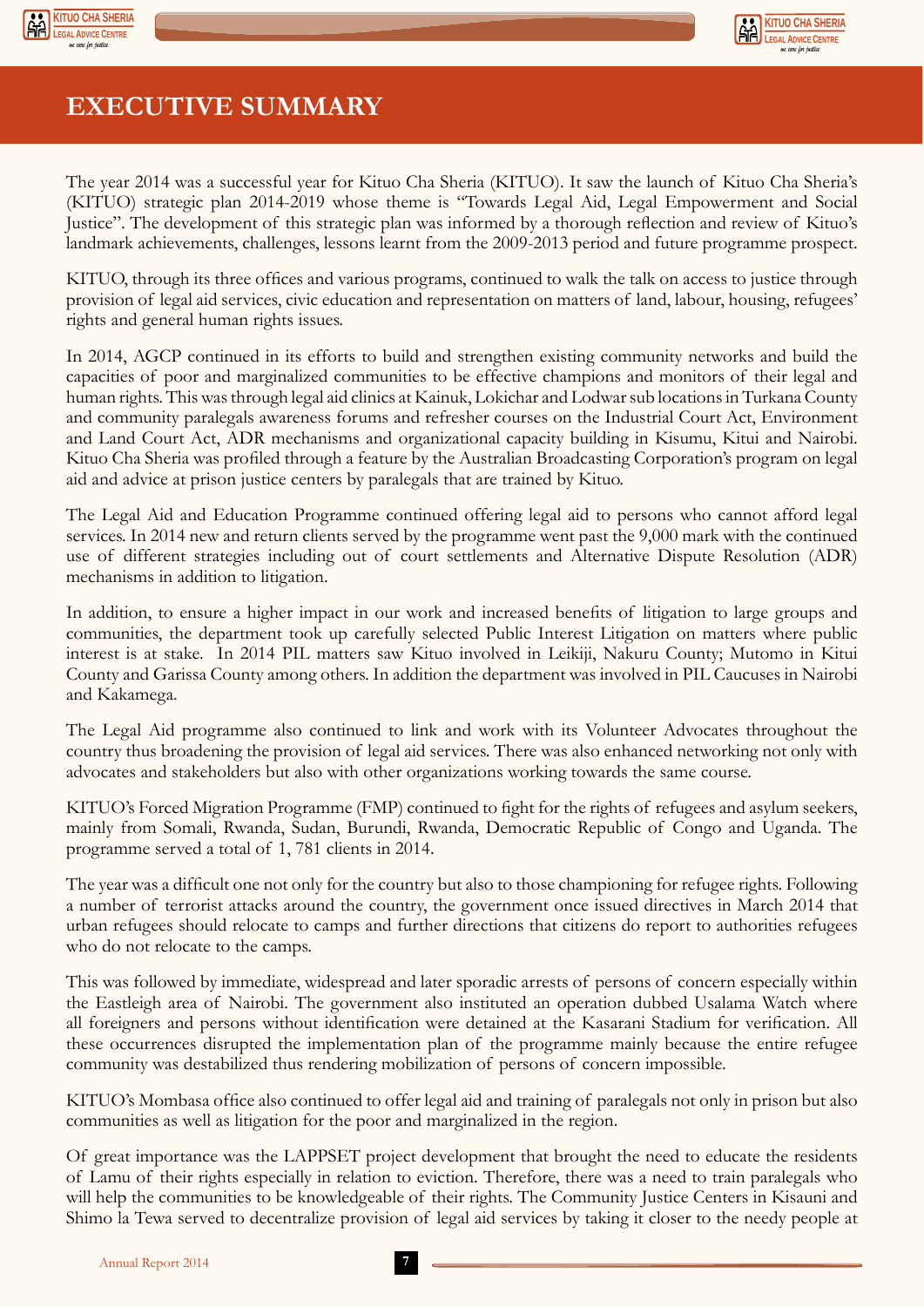# EXECUTIVE SUMMARY

The year 2014 was a successful year for Kituo Cha Sheria (KITUO). It saw the launch of Kituo Cha Sheria's (KITUO) strategic plan 2014-2019 whose theme is "Towards Legal Aid, Legal Empowerment and Social Justice". The development of this strategic plan was informed by a thorough reflection and review of Kituo's landmark achievements, challenges, lessons learnt from the 2009-2013 period and future programme prospect.

KITUO, through its three offices and various programs, continued to walk the talk on access to justice through provision of legal aid services, civic education and representation on matters of land, labour, housing, refugees' rights and general human rights issues.

In 2014, AGCP continued in its efforts to build and strengthen existing community networks and build the capacities of poor and marginalized communities to be effective champions and monitors of their legal and human rights. This was through legal aid clinics at Kainuk, Lokichar and Lodwar sub locations in Turkana County and community paralegals awareness forums and refresher courses on the Industrial Court Act, Environment and Land Court Act, ADR mechanisms and organizational capacity building in Kisumu, Kitui and Nairobi. Kituo Cha Sheria was profiled through a feature by the Australian Broadcasting Corporation's program on legal aid and advice at prison justice centers by paralegals that are trained by Kituo.

The Legal Aid and Education Programme continued offering legal aid to persons who cannot afford legal services. In 2014 new and return clients served by the programme went past the 9,000 mark with the continued use of different strategies including out of court settlements and Alternative Dispute Resolution (ADR) mechanisms in addition to litigation.

In addition, to ensure a higher impact in our work and increased benefits of litigation to large groups and communities, the department took up carefully selected Public Interest Litigation on matters where public interest is at stake. In 2014 PIL matters saw Kituo involved in Leikiji, Nakuru County; Mutomo in Kitui County and Garissa County among others. In addition the department was involved in PIL Caucuses in Nairobi and Kakamega.

The Legal Aid programme also continued to link and work with its Volunteer Advocates throughout the country thus broadening the provision of legal aid services. There was also enhanced networking not only with advocates and stakeholders but also with other organizations working towards the same course.

KITUO's Forced Migration Programme (FMP) continued to fight for the rights of refugees and asylum seekers, mainly from Somali, Rwanda, Sudan, Burundi, Rwanda, Democratic Republic of Congo and Uganda. The programme served a total of 1, 781 clients in 2014.

The year was a difficult one not only for the country but also to those championing for refugee rights. Following a number of terrorist attacks around the country, the government once issued directives in March 2014 that urban refugees should relocate to camps and further directions that citizens do report to authorities refugees who do not relocate to the camps.

This was followed by immediate, widespread and later sporadic arrests of persons of concern especially within the Eastleigh area of Nairobi. The government also instituted an operation dubbed Usalama Watch where all foreigners and persons without identification were detained at the Kasarani Stadium for verification. All these occurrences disrupted the implementation plan of the programme mainly because the entire refugee community was destabilized thus rendering mobilization of persons of concern impossible.

KITUO's Mombasa office also continued to offer legal aid and training of paralegals not only in prison but also communities as well as litigation for the poor and marginalized in the region.

Of great importance was the LAPPSET project development that brought the need to educate the residents of Lamu of their rights especially in relation to eviction. Therefore, there was a need to train paralegals who will help the communities to be knowledgeable of their rights. The Community Justice Centers in Kisauni and Shimo la Tewa served to decentralize provision of legal aid services by taking it closer to the needy people at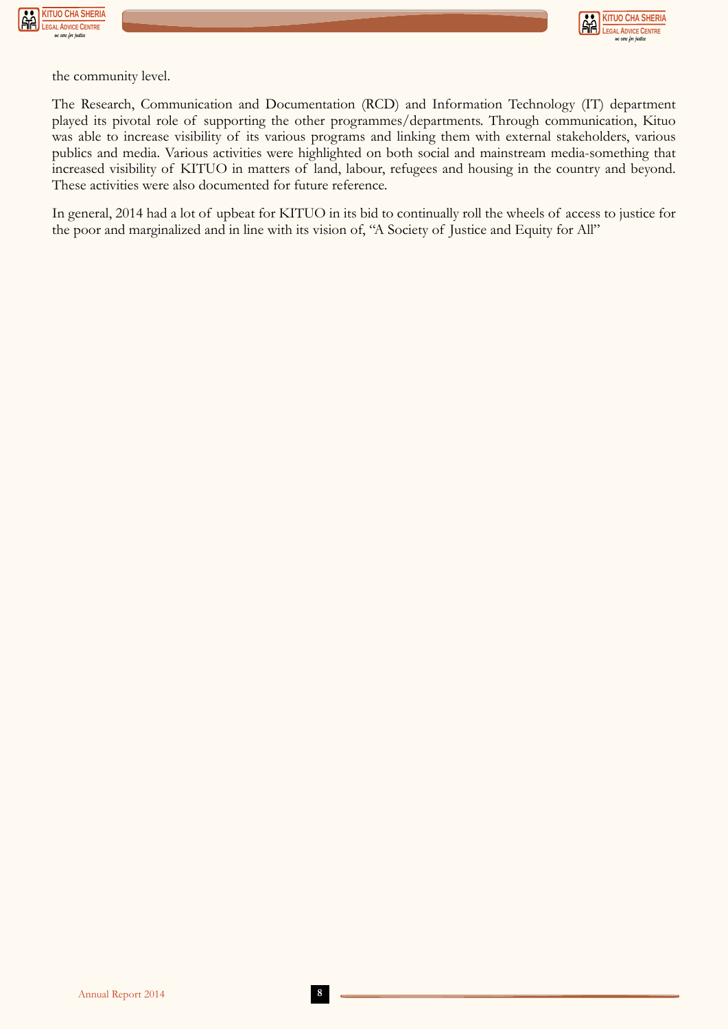the community level.

The Research, Communication and Documentation (RCD) and Information Technology (IT) department played its pivotal role of supporting the other programmes/departments. Through communication, Kituo was able to increase visibility of its various programs and linking them with external stakeholders, various publics and media. Various activities were highlighted on both social and mainstream media-something that increased visibility of KITUO in matters of land, labour, refugees and housing in the country and beyond. These activities were also documented for future reference.

In general, 2014 had a lot of upbeat for KITUO in its bid to continually roll the wheels of access to justice for the poor and marginalized and in line with its vision of, "A Society of Justice and Equity for All"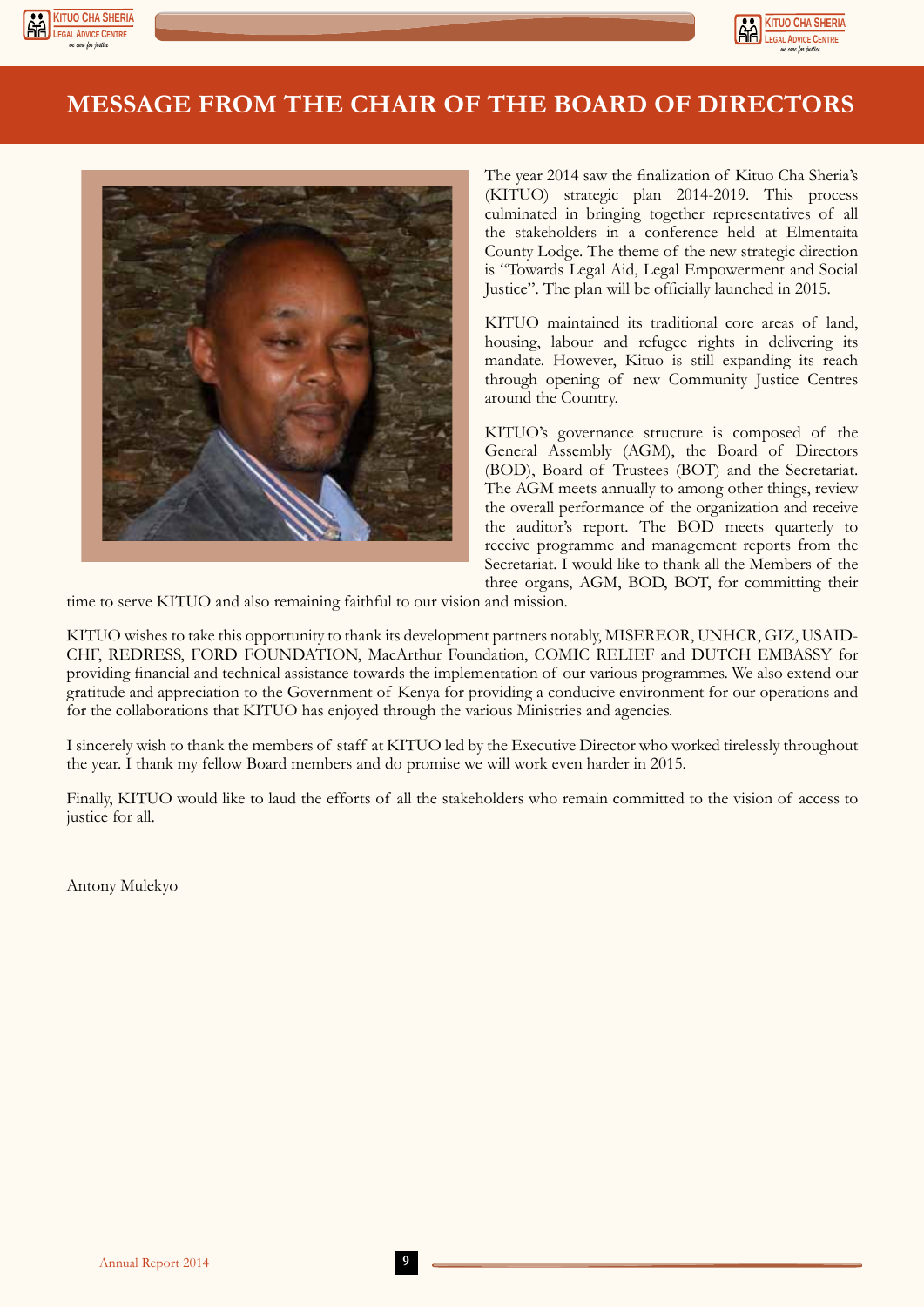# MESSAGE FROM THE CHAIR OF THE BOARD OF DIRECTORS

The year 2014 saw the finalization of Kituo Cha Sheria's (KITUO) strategic plan 2014-2019. This process culminated in bringing together representatives of all the stakeholders in a conference held at Elmentaita County Lodge. The theme of the new strategic direction is "Towards Legal Aid, Legal Empowerment and Social Justice". The plan will be officially launched in 2015.

KITUO maintained its traditional core areas of land, housing, labour and refugee rights in delivering its mandate. However, Kituo is still expanding its reach through opening of new Community Justice Centres around the Country.

KITUO's governance structure is composed of the General Assembly (AGM), the Board of Directors (BOD), Board of Trustees (BOT) and the Secretariat. The AGM meets annually to among other things, review the overall performance of the organization and receive the auditor's report. The BOD meets quarterly to receive programme and management reports from the Secretariat. I would like to thank all the Members of the three organs, AGM, BOD, BOT, for committing their time to serve KITUO and also remaining faithful to our vision and mission.

KITUO wishes to take this opportunity to thank its development partners notably, MISEREOR, UNHCR, GIZ, USAID-CHF, REDRESS, FORD FOUNDATION, MacArthur Foundation, COMIC RELIEF and DUTCH EMBASSY for providing financial and technical assistance towards the implementation of our various programmes. We also extend our gratitude and appreciation to the Government of Kenya for providing a conducive environment for our operations and for the collaborations that KITUO has enjoyed through the various Ministries and agencies.

I sincerely wish to thank the members of staff at KITUO led by the Executive Director who worked tirelessly throughout the year. I thank my fellow Board members and do promise we will work even harder in 2015.

Finally, KITUO would like to laud the efforts of all the stakeholders who remain committed to the vision of access to justice for all.

Antony Mulekyo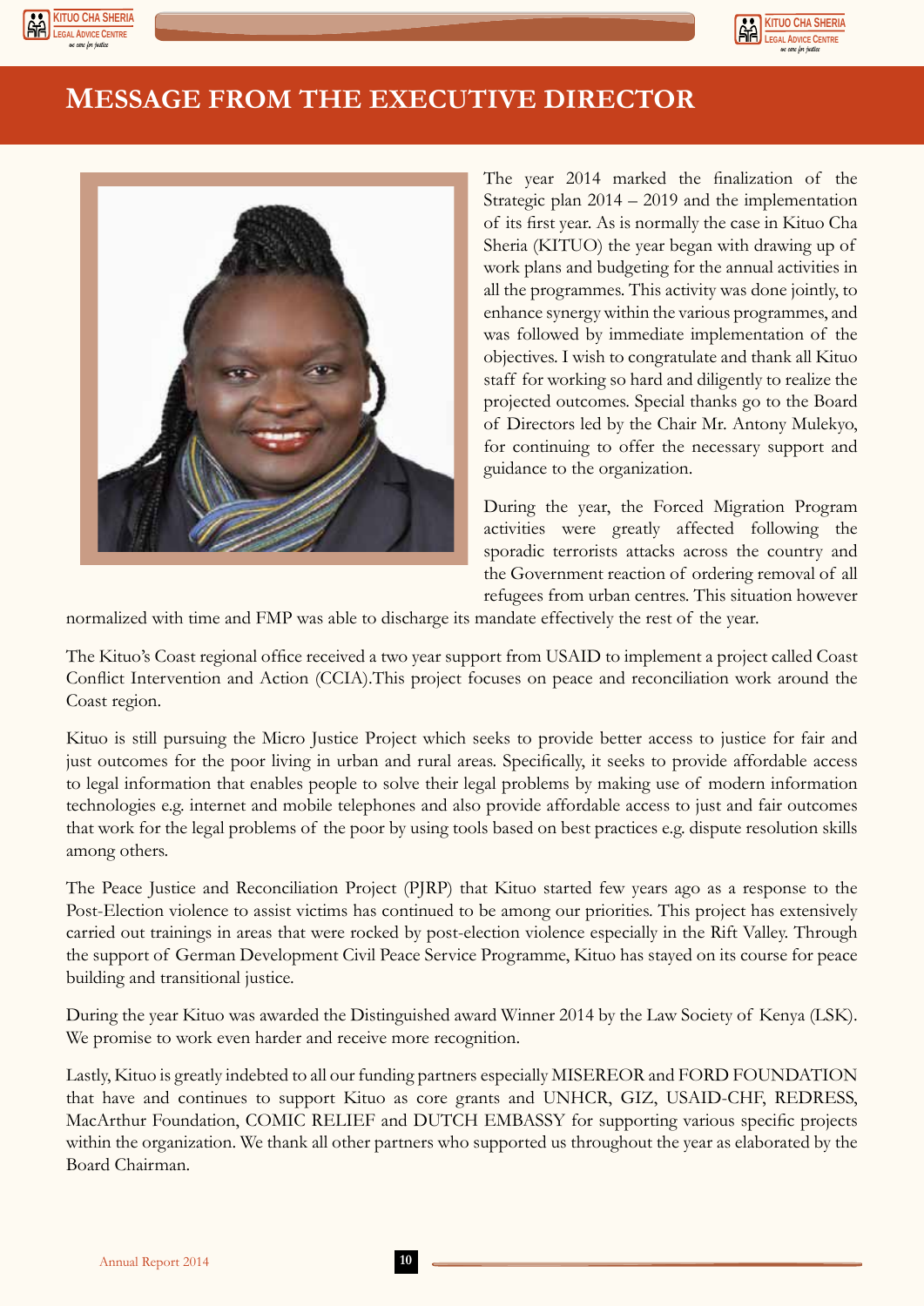# MESSAGE FROM THE EXECUTIVE DIRECTOR

The year 2014 marked the finalization of the Strategic plan 2014 – 2019 and the implementation of its first year. As is normally the case in Kituo Cha Sheria (KITUO) the year began with drawing up of work plans and budgeting for the annual activities in all the programmes. This activity was done jointly, to enhance synergy within the various programmes, and was followed by immediate implementation of the objectives. I wish to congratulate and thank all Kituo staff for working so hard and diligently to realize the projected outcomes. Special thanks go to the Board of Directors led by the Chair Mr. Antony Mulekyo, for continuing to offer the necessary support and guidance to the organization.

During the year, the Forced Migration Program activities were greatly affected following the sporadic terrorists attacks across the country and the Government reaction of ordering removal of all refugees from urban centres. This situation however normalized with time and FMP was able to discharge its mandate effectively the rest of the year.

The Kituo's Coast regional office received a two year support from USAID to implement a project called Coast Conflict Intervention and Action (CCIA).This project focuses on peace and reconciliation work around the Coast region.

Kituo is still pursuing the Micro Justice Project which seeks to provide better access to justice for fair and just outcomes for the poor living in urban and rural areas. Specifically, it seeks to provide affordable access to legal information that enables people to solve their legal problems by making use of modern information technologies e.g. internet and mobile telephones and also provide affordable access to just and fair outcomes that work for the legal problems of the poor by using tools based on best practices e.g. dispute resolution skills among others.

The Peace Justice and Reconciliation Project (PJRP) that Kituo started few years ago as a response to the Post-Election violence to assist victims has continued to be among our priorities. This project has extensively carried out trainings in areas that were rocked by post-election violence especially in the Rift Valley. Through the support of German Development Civil Peace Service Programme, Kituo has stayed on its course for peace building and transitional justice.

During the year Kituo was awarded the Distinguished award Winner 2014 by the Law Society of Kenya (LSK). We promise to work even harder and receive more recognition.

Lastly, Kituo is greatly indebted to all our funding partners especially MISEREOR and FORD FOUNDATION that have and continues to support Kituo as core grants and UNHCR, GIZ, USAID-CHF, REDRESS, MacArthur Foundation, COMIC RELIEF and DUTCH EMBASSY for supporting various specific projects within the organization. We thank all other partners who supported us throughout the year as elaborated by the Board Chairman.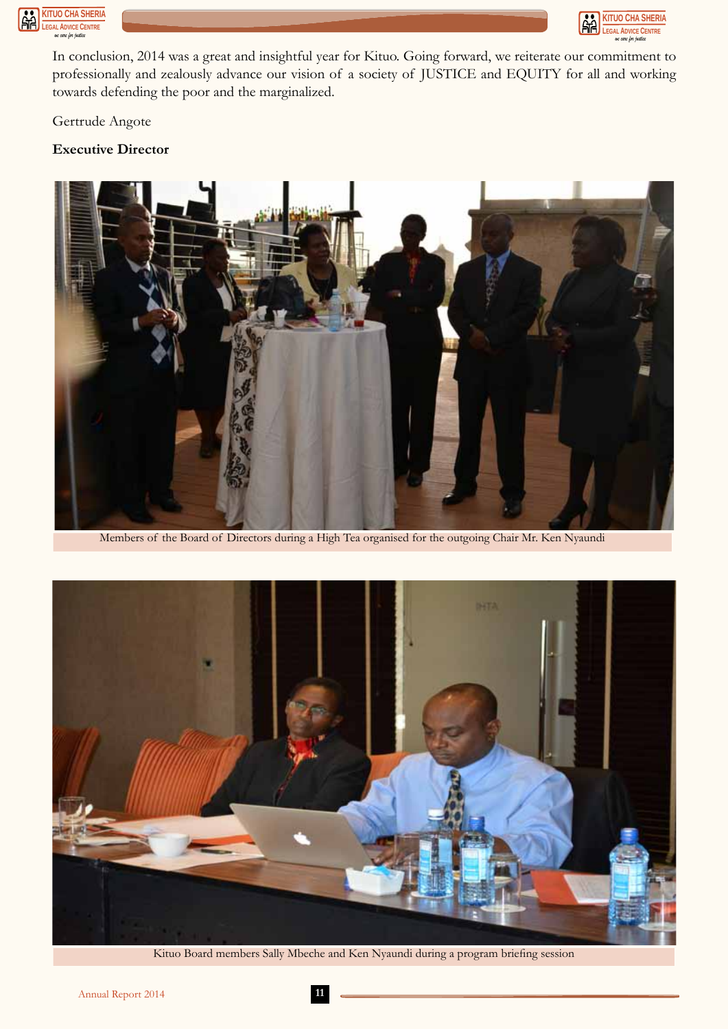In conclusion, 2014 was a great and insightful year for Kituo. Going forward, we reiterate our commitment to professionally and zealously advance our vision of a society of JUSTICE and EQUITY for all and working towards defending the poor and the marginalized.

Gertrude Angote

**Executive Director**

Members of the Board of Directors during a High Tea organised for the outgoing Chair Mr. Ken Nyaundi

Kituo Board members Sally Mbeche and Ken Nyaundi during a program briefing session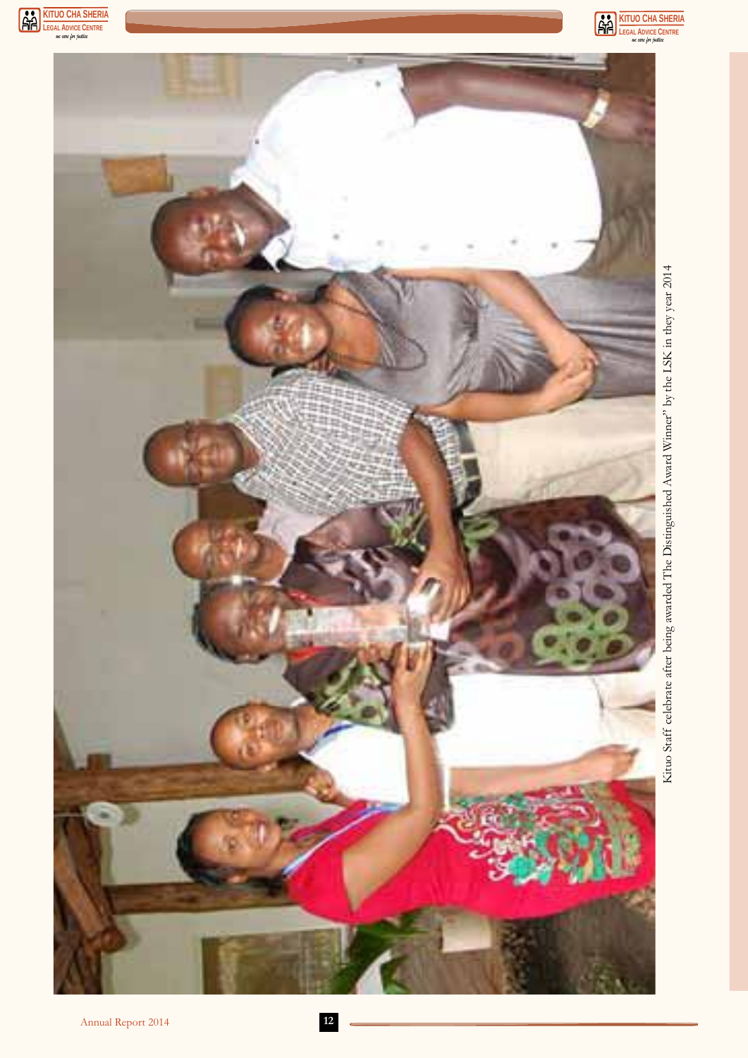Kituo Staff celebrate after being awarded The Distinguished Award Winner" by the LSK in they year 2014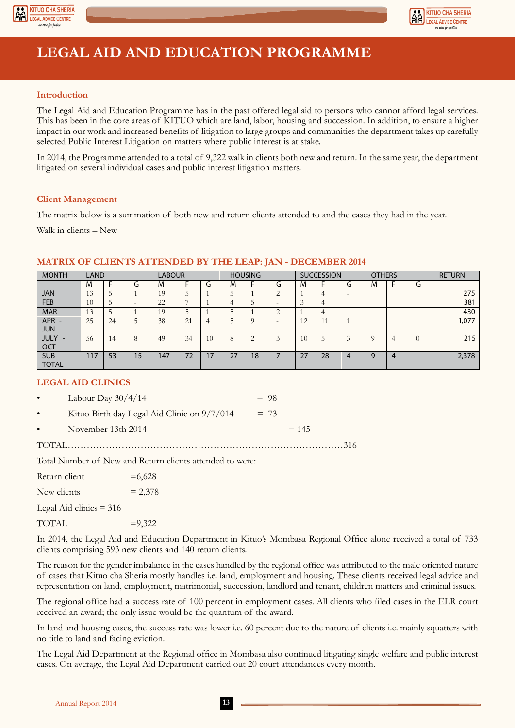# LEGAL AID AND EDUCATION PROGRAMME

### Introduction

The Legal Aid and Education Programme has in the past offered legal aid to persons who cannot afford legal services. This has been in the core areas of KITUO which are land, labor, housing and succession. In addition, to ensure a higher impact in our work and increased benefits of litigation to large groups and communities the department takes up carefully selected Public Interest Litigation on matters where public interest is at stake.

In 2014, the Programme attended to a total of 9,322 walk in clients both new and return. In the same year, the department litigated on several individual cases and public interest litigation matters.

### Client Management

The matrix below is a summation of both new and return clients attended to and the cases they had in the year.

Walk in clients – New

### MATRIX OF CLIENTS ATTENDED BY THE LEAP: JAN - DECEMBER 2014

| MONTH | LAND | | | LABOUR | | | HOUSING | | | SUCCESSION | | | OTHERS | | | RETURN |
|---|---|---|---|---|---|---|---|---|---|---|---|---|---|---|---|---|
| | M | F | G | M | F | G | M | F | G | M | F | G | M | F | G | |
| JAN | 13 | 5 | 1 | 19 | 5 | 1 | 5 | 1 | 2 | 1 | 4 | - | | | | 275 |
| FEB | 10 | 5 | - | 22 | 7 | 1 | 4 | 5 | - | 3 | 4 | | | | | 381 |
| MAR | 13 | 5 | 1 | 19 | 5 | 1 | 5 | 1 | 2 | 1 | 4 | | | | | 430 |
| APR - JUN | 25 | 24 | 5 | 38 | 21 | 4 | 5 | 9 | - | 12 | 11 | 1 | | | | 1,077 |
| JULY - OCT | 56 | 14 | 8 | 49 | 34 | 10 | 8 | 2 | 3 | 10 | 5 | 3 | 9 | 4 | 0 | 215 |
| SUB TOTAL | 117 | 53 | 15 | 147 | 72 | 17 | 27 | 18 | 7 | 27 | 28 | 4 | 9 | 4 | | 2,378 |

### LEGAL AID CLINICS

- Labour Day 30/4/14 = 98
- Kituo Birth day Legal Aid Clinic on 9/7/014 = 73
- November 13th 2014 = 145

TOTAL………………………………………………………………………………316

Total Number of New and Return clients attended to were:

Return client =6,628

New clients = 2,378

Legal Aid clinics = 316

TOTAL =9,322

In 2014, the Legal Aid and Education Department in Kituo's Mombasa Regional Office alone received a total of 733 clients comprising 593 new clients and 140 return clients.

The reason for the gender imbalance in the cases handled by the regional office was attributed to the male oriented nature of cases that Kituo cha Sheria mostly handles i.e. land, employment and housing. These clients received legal advice and representation on land, employment, matrimonial, succession, landlord and tenant, children matters and criminal issues.

The regional office had a success rate of 100 percent in employment cases. All clients who filed cases in the ELR court received an award; the only issue would be the quantum of the award.

In land and housing cases, the success rate was lower i.e. 60 percent due to the nature of clients i.e. mainly squatters with no title to land and facing eviction.

The Legal Aid Department at the Regional office in Mombasa also continued litigating single welfare and public interest cases. On average, the Legal Aid Department carried out 20 court attendances every month.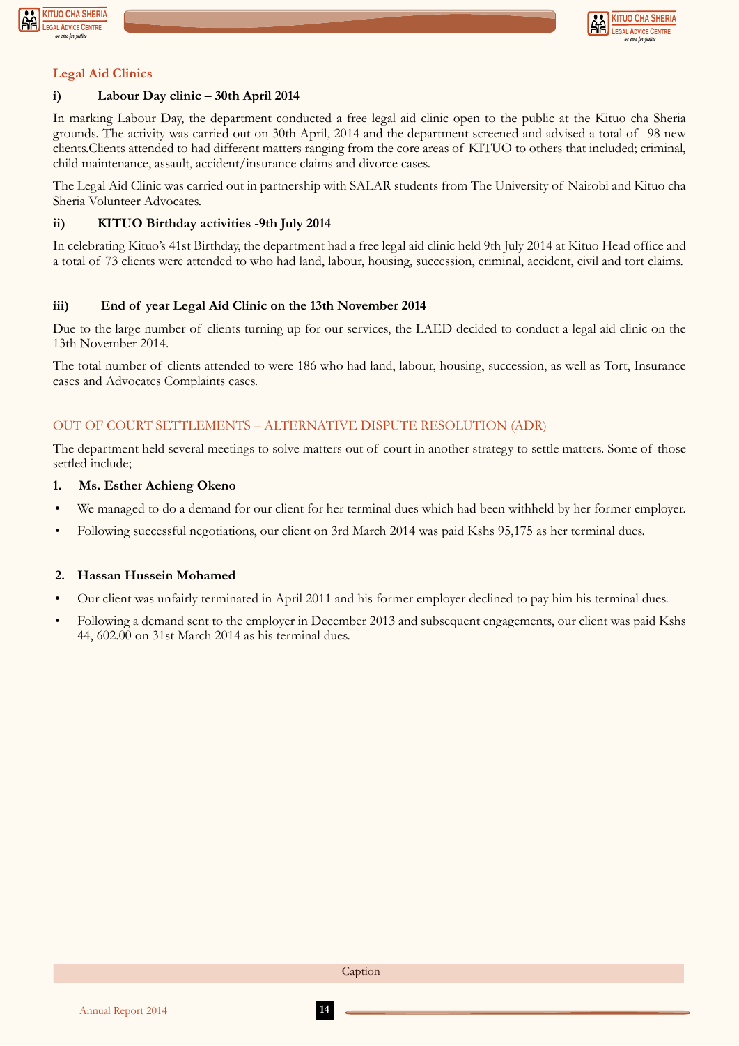## Legal Aid Clinics

### i) Labour Day clinic – 30th April 2014

In marking Labour Day, the department conducted a free legal aid clinic open to the public at the Kituo cha Sheria grounds. The activity was carried out on 30th April, 2014 and the department screened and advised a total of 98 new clients.Clients attended to had different matters ranging from the core areas of KITUO to others that included; criminal, child maintenance, assault, accident/insurance claims and divorce cases.

The Legal Aid Clinic was carried out in partnership with SALAR students from The University of Nairobi and Kituo cha Sheria Volunteer Advocates.

### ii) KITUO Birthday activities -9th July 2014

In celebrating Kituo's 41st Birthday, the department had a free legal aid clinic held 9th July 2014 at Kituo Head office and a total of 73 clients were attended to who had land, labour, housing, succession, criminal, accident, civil and tort claims.

### iii) End of year Legal Aid Clinic on the 13th November 2014

Due to the large number of clients turning up for our services, the LAED decided to conduct a legal aid clinic on the 13th November 2014.

The total number of clients attended to were 186 who had land, labour, housing, succession, as well as Tort, Insurance cases and Advocates Complaints cases.

## OUT OF COURT SETTLEMENTS – ALTERNATIVE DISPUTE RESOLUTION (ADR)

The department held several meetings to solve matters out of court in another strategy to settle matters. Some of those settled include;

**1. Ms. Esther Achieng Okeno**

- We managed to do a demand for our client for her terminal dues which had been withheld by her former employer.
- Following successful negotiations, our client on 3rd March 2014 was paid Kshs 95,175 as her terminal dues.

**2. Hassan Hussein Mohamed**

- Our client was unfairly terminated in April 2011 and his former employer declined to pay him his terminal dues.
- Following a demand sent to the employer in December 2013 and subsequent engagements, our client was paid Kshs 44, 602.00 on 31st March 2014 as his terminal dues.

Caption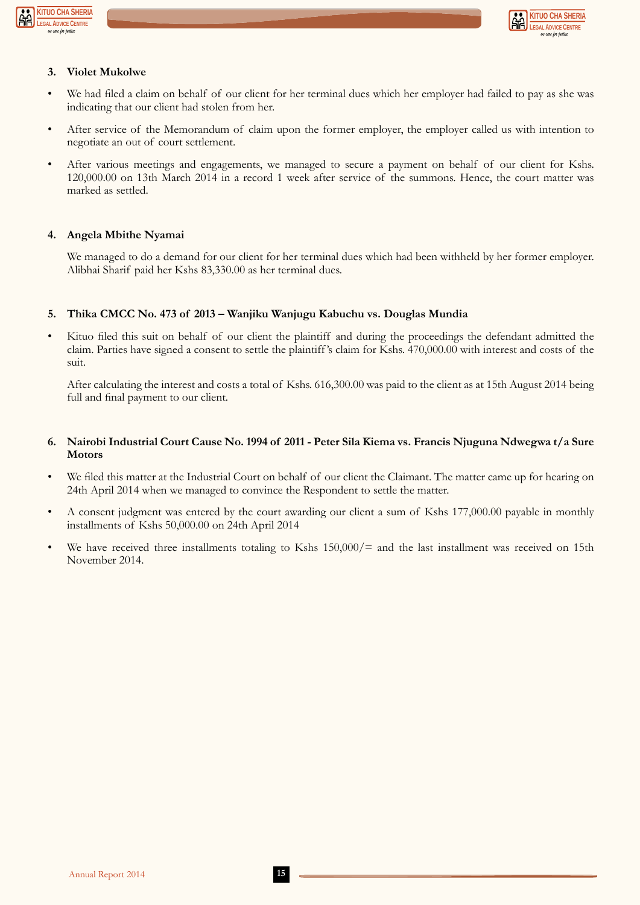**3. Violet Mukolwe**

- We had filed a claim on behalf of our client for her terminal dues which her employer had failed to pay as she was indicating that our client had stolen from her.
- After service of the Memorandum of claim upon the former employer, the employer called us with intention to negotiate an out of court settlement.
- After various meetings and engagements, we managed to secure a payment on behalf of our client for Kshs. 120,000.00 on 13th March 2014 in a record 1 week after service of the summons. Hence, the court matter was marked as settled.

**4. Angela Mbithe Nyamai**

We managed to do a demand for our client for her terminal dues which had been withheld by her former employer. Alibhai Sharif paid her Kshs 83,330.00 as her terminal dues.

**5. Thika CMCC No. 473 of 2013 – Wanjiku Wanjugu Kabuchu vs. Douglas Mundia**

- Kituo filed this suit on behalf of our client the plaintiff and during the proceedings the defendant admitted the claim. Parties have signed a consent to settle the plaintiff's claim for Kshs. 470,000.00 with interest and costs of the suit.

  After calculating the interest and costs a total of Kshs. 616,300.00 was paid to the client as at 15th August 2014 being full and final payment to our client.

**6. Nairobi Industrial Court Cause No. 1994 of 2011 - Peter Sila Kiema vs. Francis Njuguna Ndwegwa t/a Sure Motors**

- We filed this matter at the Industrial Court on behalf of our client the Claimant. The matter came up for hearing on 24th April 2014 when we managed to convince the Respondent to settle the matter.
- A consent judgment was entered by the court awarding our client a sum of Kshs 177,000.00 payable in monthly installments of Kshs 50,000.00 on 24th April 2014
- We have received three installments totaling to Kshs 150,000/= and the last installment was received on 15th November 2014.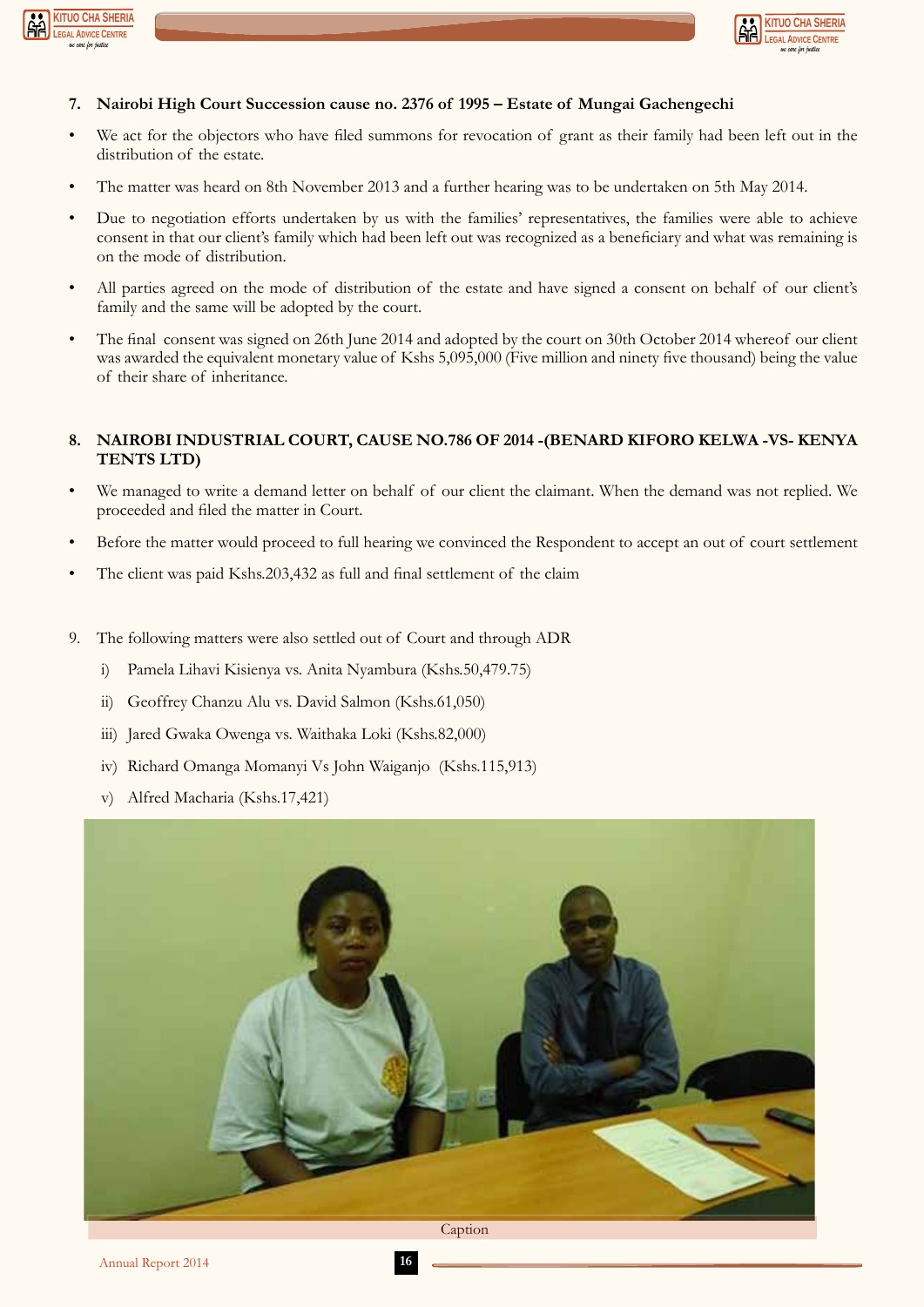**7. Nairobi High Court Succession cause no. 2376 of 1995 – Estate of Mungai Gachengechi**

- We act for the objectors who have filed summons for revocation of grant as their family had been left out in the distribution of the estate.
- The matter was heard on 8th November 2013 and a further hearing was to be undertaken on 5th May 2014.
- Due to negotiation efforts undertaken by us with the families' representatives, the families were able to achieve consent in that our client's family which had been left out was recognized as a beneficiary and what was remaining is on the mode of distribution.
- All parties agreed on the mode of distribution of the estate and have signed a consent on behalf of our client's family and the same will be adopted by the court.
- The final consent was signed on 26th June 2014 and adopted by the court on 30th October 2014 whereof our client was awarded the equivalent monetary value of Kshs 5,095,000 (Five million and ninety five thousand) being the value of their share of inheritance.

**8. NAIROBI INDUSTRIAL COURT, CAUSE NO.786 OF 2014 -(BENARD KIFORO KELWA -VS- KENYA TENTS LTD)**

- We managed to write a demand letter on behalf of our client the claimant. When the demand was not replied. We proceeded and filed the matter in Court.
- Before the matter would proceed to full hearing we convinced the Respondent to accept an out of court settlement
- The client was paid Kshs.203,432 as full and final settlement of the claim

9. The following matters were also settled out of Court and through ADR

   i) Pamela Lihavi Kisienya vs. Anita Nyambura (Kshs.50,479.75)

   ii) Geoffrey Chanzu Alu vs. David Salmon (Kshs.61,050)

   iii) Jared Gwaka Owenga vs. Waithaka Loki (Kshs.82,000)

   iv) Richard Omanga Momanyi Vs John Waiganjo (Kshs.115,913)

   v) Alfred Macharia (Kshs.17,421)

Caption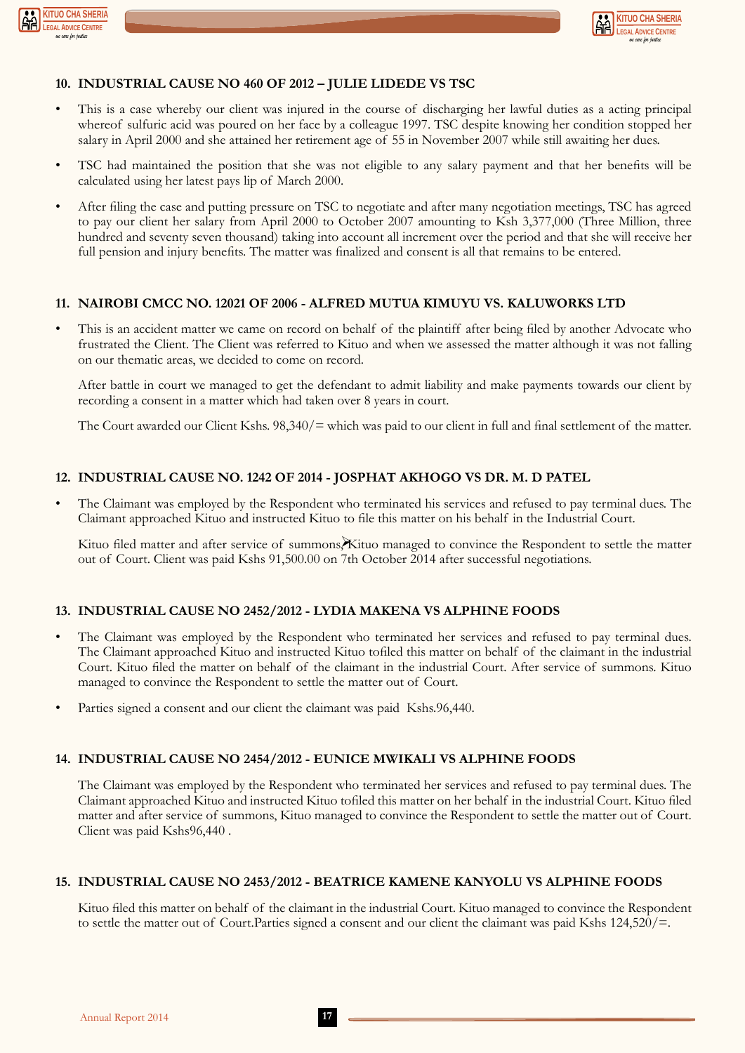### 10. INDUSTRIAL CAUSE NO 460 OF 2012 – JULIE LIDEDE VS TSC

- This is a case whereby our client was injured in the course of discharging her lawful duties as a acting principal whereof sulfuric acid was poured on her face by a colleague 1997. TSC despite knowing her condition stopped her salary in April 2000 and she attained her retirement age of 55 in November 2007 while still awaiting her dues.
- TSC had maintained the position that she was not eligible to any salary payment and that her benefits will be calculated using her latest pays lip of March 2000.
- After filing the case and putting pressure on TSC to negotiate and after many negotiation meetings, TSC has agreed to pay our client her salary from April 2000 to October 2007 amounting to Ksh 3,377,000 (Three Million, three hundred and seventy seven thousand) taking into account all increment over the period and that she will receive her full pension and injury benefits. The matter was finalized and consent is all that remains to be entered.

### 11. NAIROBI CMCC NO. 12021 OF 2006 - ALFRED MUTUA KIMUYU VS. KALUWORKS LTD

- This is an accident matter we came on record on behalf of the plaintiff after being filed by another Advocate who frustrated the Client. The Client was referred to Kituo and when we assessed the matter although it was not falling on our thematic areas, we decided to come on record.

  After battle in court we managed to get the defendant to admit liability and make payments towards our client by recording a consent in a matter which had taken over 8 years in court.

  The Court awarded our Client Kshs. 98,340/= which was paid to our client in full and final settlement of the matter.

### 12. INDUSTRIAL CAUSE NO. 1242 OF 2014 - JOSPHAT AKHOGO VS DR. M. D PATEL

- The Claimant was employed by the Respondent who terminated his services and refused to pay terminal dues. The Claimant approached Kituo and instructed Kituo to file this matter on his behalf in the Industrial Court.

  Kituo filed matter and after service of summons, Kituo managed to convince the Respondent to settle the matter out of Court. Client was paid Kshs 91,500.00 on 7th October 2014 after successful negotiations.

### 13. INDUSTRIAL CAUSE NO 2452/2012 - LYDIA MAKENA VS ALPHINE FOODS

- The Claimant was employed by the Respondent who terminated her services and refused to pay terminal dues. The Claimant approached Kituo and instructed Kituo tofiled this matter on behalf of the claimant in the industrial Court. Kituo filed the matter on behalf of the claimant in the industrial Court. After service of summons. Kituo managed to convince the Respondent to settle the matter out of Court.
- Parties signed a consent and our client the claimant was paid Kshs.96,440.

### 14. INDUSTRIAL CAUSE NO 2454/2012 - EUNICE MWIKALI VS ALPHINE FOODS

The Claimant was employed by the Respondent who terminated her services and refused to pay terminal dues. The Claimant approached Kituo and instructed Kituo tofiled this matter on her behalf in the industrial Court. Kituo filed matter and after service of summons, Kituo managed to convince the Respondent to settle the matter out of Court. Client was paid Kshs96,440 .

### 15. INDUSTRIAL CAUSE NO 2453/2012 - BEATRICE KAMENE KANYOLU VS ALPHINE FOODS

Kituo filed this matter on behalf of the claimant in the industrial Court. Kituo managed to convince the Respondent to settle the matter out of Court.Parties signed a consent and our client the claimant was paid Kshs 124,520/=.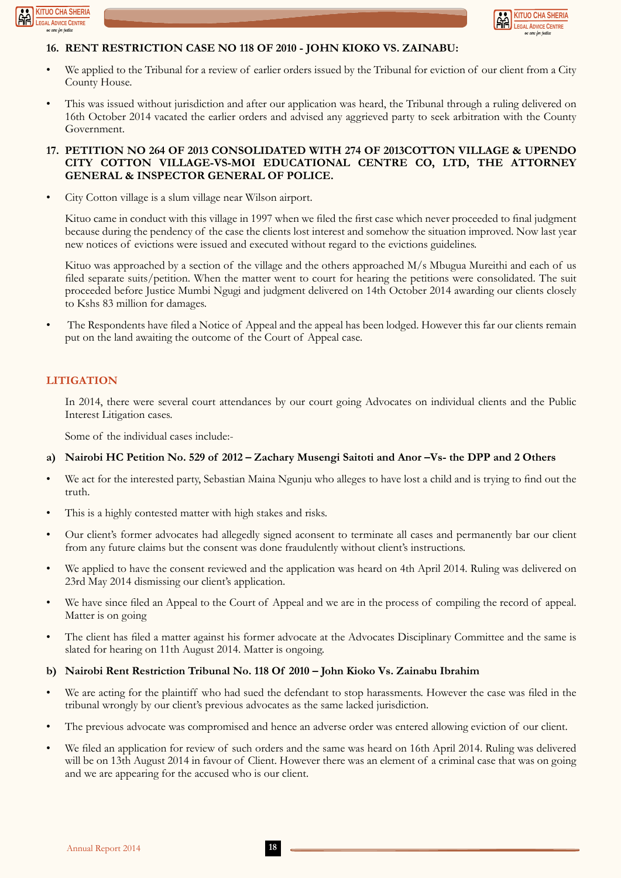**16. RENT RESTRICTION CASE NO 118 OF 2010 - JOHN KIOKO VS. ZAINABU:**

- We applied to the Tribunal for a review of earlier orders issued by the Tribunal for eviction of our client from a City County House.
- This was issued without jurisdiction and after our application was heard, the Tribunal through a ruling delivered on 16th October 2014 vacated the earlier orders and advised any aggrieved party to seek arbitration with the County Government.

**17. PETITION NO 264 OF 2013 CONSOLIDATED WITH 274 OF 2013COTTON VILLAGE & UPENDO CITY COTTON VILLAGE-VS-MOI EDUCATIONAL CENTRE CO, LTD, THE ATTORNEY GENERAL & INSPECTOR GENERAL OF POLICE.**

- City Cotton village is a slum village near Wilson airport.

  Kituo came in conduct with this village in 1997 when we filed the first case which never proceeded to final judgment because during the pendency of the case the clients lost interest and somehow the situation improved. Now last year new notices of evictions were issued and executed without regard to the evictions guidelines.

  Kituo was approached by a section of the village and the others approached M/s Mbugua Mureithi and each of us filed separate suits/petition. When the matter went to court for hearing the petitions were consolidated. The suit proceeded before Justice Mumbi Ngugi and judgment delivered on 14th October 2014 awarding our clients closely to Kshs 83 million for damages.

- The Respondents have filed a Notice of Appeal and the appeal has been lodged. However this far our clients remain put on the land awaiting the outcome of the Court of Appeal case.

## LITIGATION

In 2014, there were several court attendances by our court going Advocates on individual clients and the Public Interest Litigation cases.

Some of the individual cases include:-

**a) Nairobi HC Petition No. 529 of 2012 – Zachary Musengi Saitoti and Anor –Vs- the DPP and 2 Others**

- We act for the interested party, Sebastian Maina Ngunju who alleges to have lost a child and is trying to find out the truth.
- This is a highly contested matter with high stakes and risks.
- Our client's former advocates had allegedly signed aconsent to terminate all cases and permanently bar our client from any future claims but the consent was done fraudulently without client's instructions.
- We applied to have the consent reviewed and the application was heard on 4th April 2014. Ruling was delivered on 23rd May 2014 dismissing our client's application.
- We have since filed an Appeal to the Court of Appeal and we are in the process of compiling the record of appeal. Matter is on going
- The client has filed a matter against his former advocate at the Advocates Disciplinary Committee and the same is slated for hearing on 11th August 2014. Matter is ongoing.

**b) Nairobi Rent Restriction Tribunal No. 118 Of 2010 – John Kioko Vs. Zainabu Ibrahim**

- We are acting for the plaintiff who had sued the defendant to stop harassments. However the case was filed in the tribunal wrongly by our client's previous advocates as the same lacked jurisdiction.
- The previous advocate was compromised and hence an adverse order was entered allowing eviction of our client.
- We filed an application for review of such orders and the same was heard on 16th April 2014. Ruling was delivered will be on 13th August 2014 in favour of Client. However there was an element of a criminal case that was on going and we are appearing for the accused who is our client.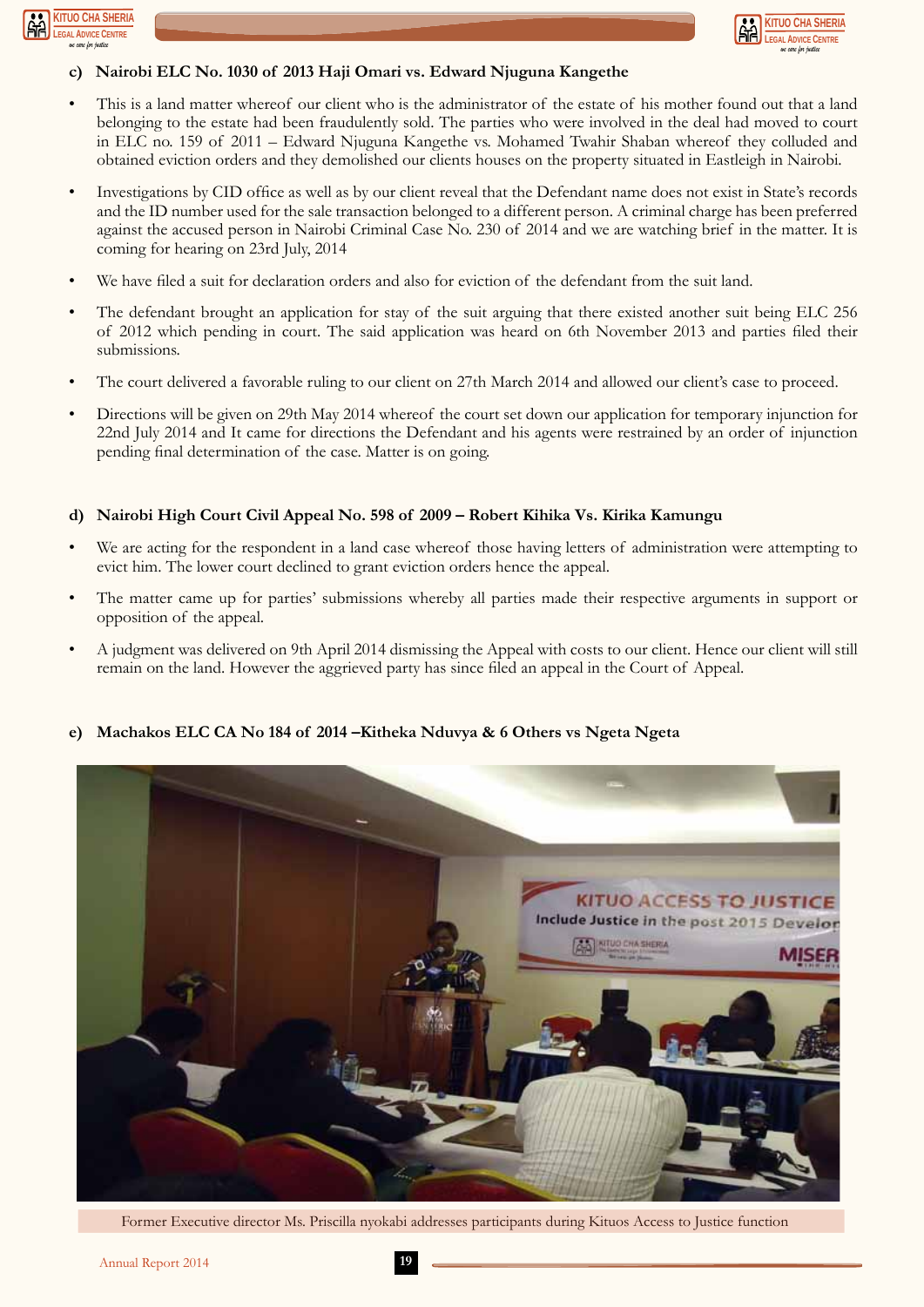### c) Nairobi ELC No. 1030 of 2013 Haji Omari vs. Edward Njuguna Kangethe

- This is a land matter whereof our client who is the administrator of the estate of his mother found out that a land belonging to the estate had been fraudulently sold. The parties who were involved in the deal had moved to court in ELC no. 159 of 2011 – Edward Njuguna Kangethe vs. Mohamed Twahir Shaban whereof they colluded and obtained eviction orders and they demolished our clients houses on the property situated in Eastleigh in Nairobi.
- Investigations by CID office as well as by our client reveal that the Defendant name does not exist in State's records and the ID number used for the sale transaction belonged to a different person. A criminal charge has been preferred against the accused person in Nairobi Criminal Case No. 230 of 2014 and we are watching brief in the matter. It is coming for hearing on 23rd July, 2014
- We have filed a suit for declaration orders and also for eviction of the defendant from the suit land.
- The defendant brought an application for stay of the suit arguing that there existed another suit being ELC 256 of 2012 which pending in court. The said application was heard on 6th November 2013 and parties filed their submissions.
- The court delivered a favorable ruling to our client on 27th March 2014 and allowed our client's case to proceed.
- Directions will be given on 29th May 2014 whereof the court set down our application for temporary injunction for 22nd July 2014 and It came for directions the Defendant and his agents were restrained by an order of injunction pending final determination of the case. Matter is on going.

### d) Nairobi High Court Civil Appeal No. 598 of 2009 – Robert Kihika Vs. Kirika Kamungu

- We are acting for the respondent in a land case whereof those having letters of administration were attempting to evict him. The lower court declined to grant eviction orders hence the appeal.
- The matter came up for parties' submissions whereby all parties made their respective arguments in support or opposition of the appeal.
- A judgment was delivered on 9th April 2014 dismissing the Appeal with costs to our client. Hence our client will still remain on the land. However the aggrieved party has since filed an appeal in the Court of Appeal.

### e) Machakos ELC CA No 184 of 2014 –Kitheka Nduvya & 6 Others vs Ngeta Ngeta

Former Executive director Ms. Priscilla nyokabi addresses participants during Kituos Access to Justice function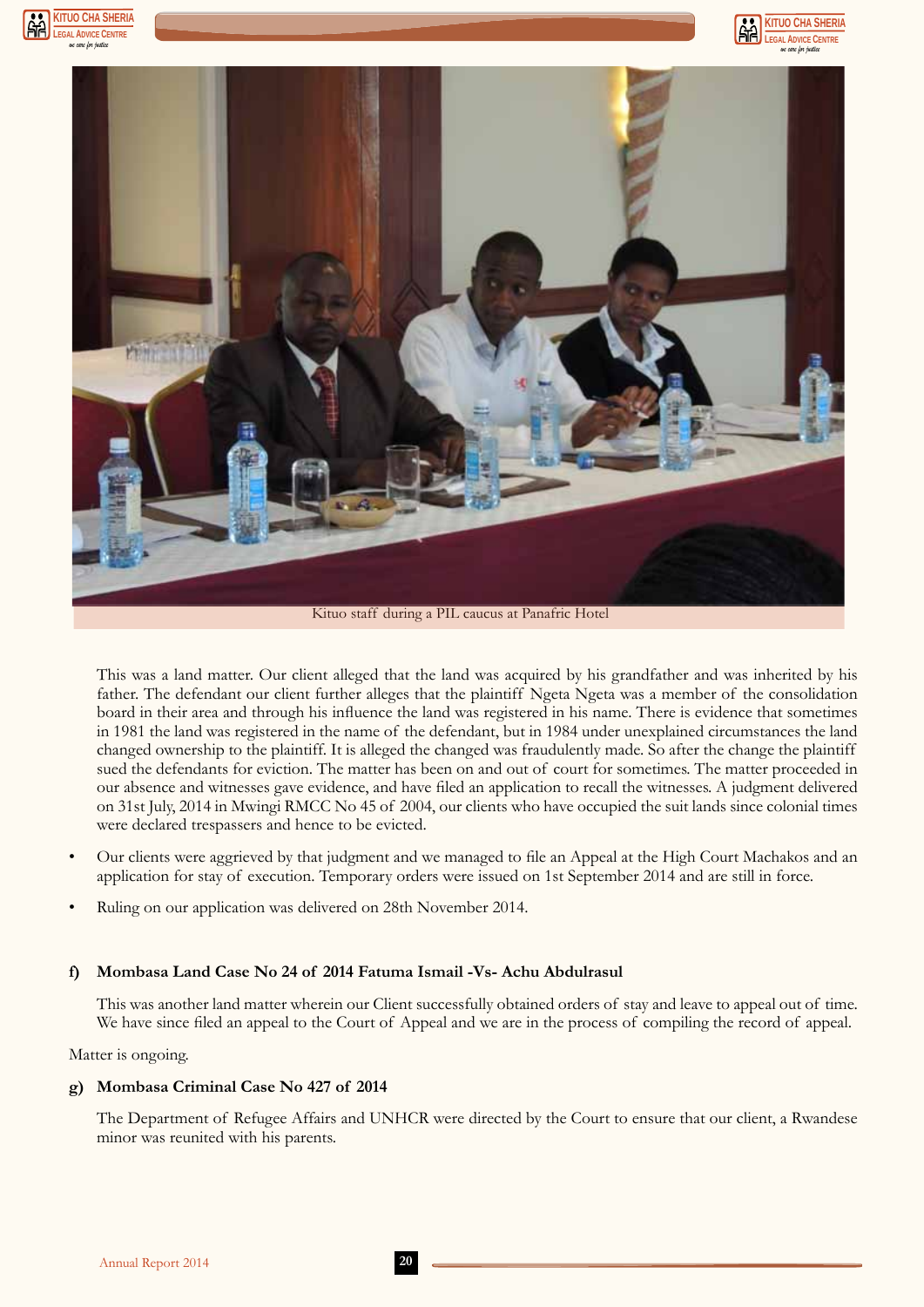Kituo staff during a PIL caucus at Panafric Hotel

This was a land matter. Our client alleged that the land was acquired by his grandfather and was inherited by his father. The defendant our client further alleges that the plaintiff Ngeta Ngeta was a member of the consolidation board in their area and through his influence the land was registered in his name. There is evidence that sometimes in 1981 the land was registered in the name of the defendant, but in 1984 under unexplained circumstances the land changed ownership to the plaintiff. It is alleged the changed was fraudulently made. So after the change the plaintiff sued the defendants for eviction. The matter has been on and out of court for sometimes. The matter proceeded in our absence and witnesses gave evidence, and have filed an application to recall the witnesses. A judgment delivered on 31st July, 2014 in Mwingi RMCC No 45 of 2004, our clients who have occupied the suit lands since colonial times were declared trespassers and hence to be evicted.

- Our clients were aggrieved by that judgment and we managed to file an Appeal at the High Court Machakos and an application for stay of execution. Temporary orders were issued on 1st September 2014 and are still in force.
- Ruling on our application was delivered on 28th November 2014.

**f) Mombasa Land Case No 24 of 2014 Fatuma Ismail -Vs- Achu Abdulrasul**

This was another land matter wherein our Client successfully obtained orders of stay and leave to appeal out of time. We have since filed an appeal to the Court of Appeal and we are in the process of compiling the record of appeal.

Matter is ongoing.

**g) Mombasa Criminal Case No 427 of 2014**

The Department of Refugee Affairs and UNHCR were directed by the Court to ensure that our client, a Rwandese minor was reunited with his parents.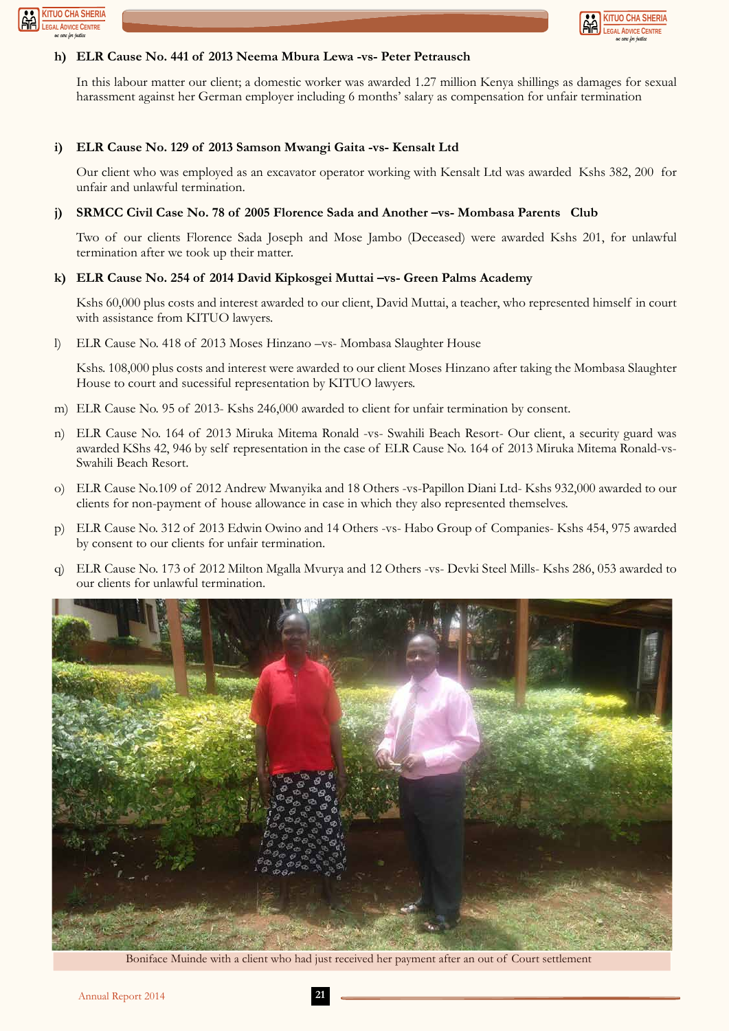**h) ELR Cause No. 441 of 2013 Neema Mbura Lewa -vs- Peter Petrausch**

In this labour matter our client; a domestic worker was awarded 1.27 million Kenya shillings as damages for sexual harassment against her German employer including 6 months' salary as compensation for unfair termination

**i) ELR Cause No. 129 of 2013 Samson Mwangi Gaita -vs- Kensalt Ltd**

Our client who was employed as an excavator operator working with Kensalt Ltd was awarded Kshs 382, 200 for unfair and unlawful termination.

**j) SRMCC Civil Case No. 78 of 2005 Florence Sada and Another –vs- Mombasa Parents Club**

Two of our clients Florence Sada Joseph and Mose Jambo (Deceased) were awarded Kshs 201, for unlawful termination after we took up their matter.

**k) ELR Cause No. 254 of 2014 David Kipkosgei Muttai –vs- Green Palms Academy**

Kshs 60,000 plus costs and interest awarded to our client, David Muttai, a teacher, who represented himself in court with assistance from KITUO lawyers.

l) ELR Cause No. 418 of 2013 Moses Hinzano –vs- Mombasa Slaughter House

Kshs. 108,000 plus costs and interest were awarded to our client Moses Hinzano after taking the Mombasa Slaughter House to court and sucessiful representation by KITUO lawyers.

m) ELR Cause No. 95 of 2013- Kshs 246,000 awarded to client for unfair termination by consent.

n) ELR Cause No. 164 of 2013 Miruka Mitema Ronald -vs- Swahili Beach Resort- Our client, a security guard was awarded KShs 42, 946 by self representation in the case of ELR Cause No. 164 of 2013 Miruka Mitema Ronald-vs-Swahili Beach Resort.

o) ELR Cause No.109 of 2012 Andrew Mwanyika and 18 Others -vs-Papillon Diani Ltd- Kshs 932,000 awarded to our clients for non-payment of house allowance in case in which they also represented themselves.

p) ELR Cause No. 312 of 2013 Edwin Owino and 14 Others -vs- Habo Group of Companies- Kshs 454, 975 awarded by consent to our clients for unfair termination.

q) ELR Cause No. 173 of 2012 Milton Mgalla Mvurya and 12 Others -vs- Devki Steel Mills- Kshs 286, 053 awarded to our clients for unlawful termination.

Boniface Muinde with a client who had just received her payment after an out of Court settlement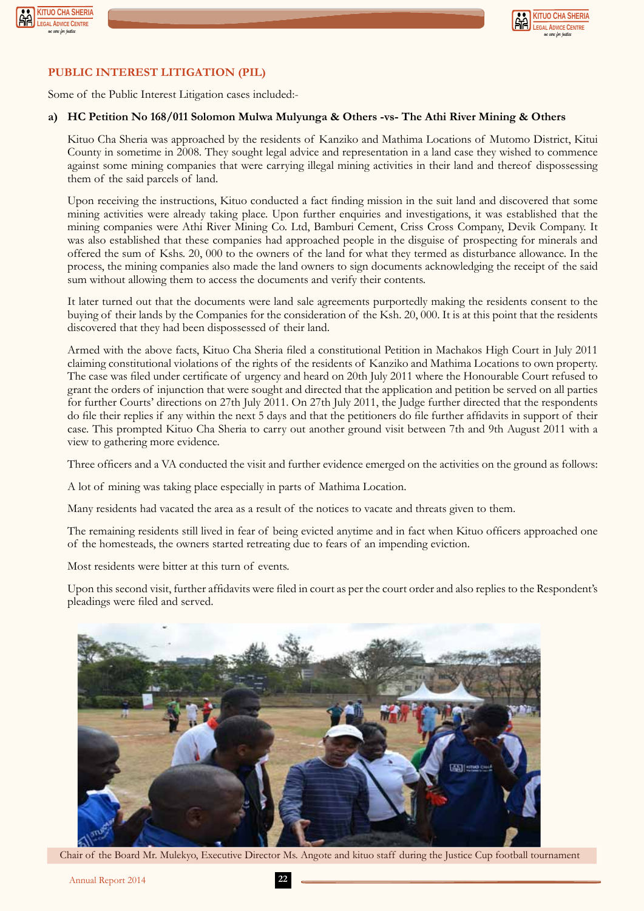## PUBLIC INTEREST LITIGATION (PIL)

Some of the Public Interest Litigation cases included:-

**a) HC Petition No 168/011 Solomon Mulwa Mulyunga & Others -vs- The Athi River Mining & Others**

Kituo Cha Sheria was approached by the residents of Kanziko and Mathima Locations of Mutomo District, Kitui County in sometime in 2008. They sought legal advice and representation in a land case they wished to commence against some mining companies that were carrying illegal mining activities in their land and thereof dispossessing them of the said parcels of land.

Upon receiving the instructions, Kituo conducted a fact finding mission in the suit land and discovered that some mining activities were already taking place. Upon further enquiries and investigations, it was established that the mining companies were Athi River Mining Co. Ltd, Bamburi Cement, Criss Cross Company, Devik Company. It was also established that these companies had approached people in the disguise of prospecting for minerals and offered the sum of Kshs. 20, 000 to the owners of the land for what they termed as disturbance allowance. In the process, the mining companies also made the land owners to sign documents acknowledging the receipt of the said sum without allowing them to access the documents and verify their contents.

It later turned out that the documents were land sale agreements purportedly making the residents consent to the buying of their lands by the Companies for the consideration of the Ksh. 20, 000. It is at this point that the residents discovered that they had been dispossessed of their land.

Armed with the above facts, Kituo Cha Sheria filed a constitutional Petition in Machakos High Court in July 2011 claiming constitutional violations of the rights of the residents of Kanziko and Mathima Locations to own property. The case was filed under certificate of urgency and heard on 20th July 2011 where the Honourable Court refused to grant the orders of injunction that were sought and directed that the application and petition be served on all parties for further Courts' directions on 27th July 2011. On 27th July 2011, the Judge further directed that the respondents do file their replies if any within the next 5 days and that the petitioners do file further affidavits in support of their case. This prompted Kituo Cha Sheria to carry out another ground visit between 7th and 9th August 2011 with a view to gathering more evidence.

Three officers and a VA conducted the visit and further evidence emerged on the activities on the ground as follows:

A lot of mining was taking place especially in parts of Mathima Location.

Many residents had vacated the area as a result of the notices to vacate and threats given to them.

The remaining residents still lived in fear of being evicted anytime and in fact when Kituo officers approached one of the homesteads, the owners started retreating due to fears of an impending eviction.

Most residents were bitter at this turn of events.

Upon this second visit, further affidavits were filed in court as per the court order and also replies to the Respondent's pleadings were filed and served.

Chair of the Board Mr. Mulekyo, Executive Director Ms. Angote and kituo staff during the Justice Cup football tournament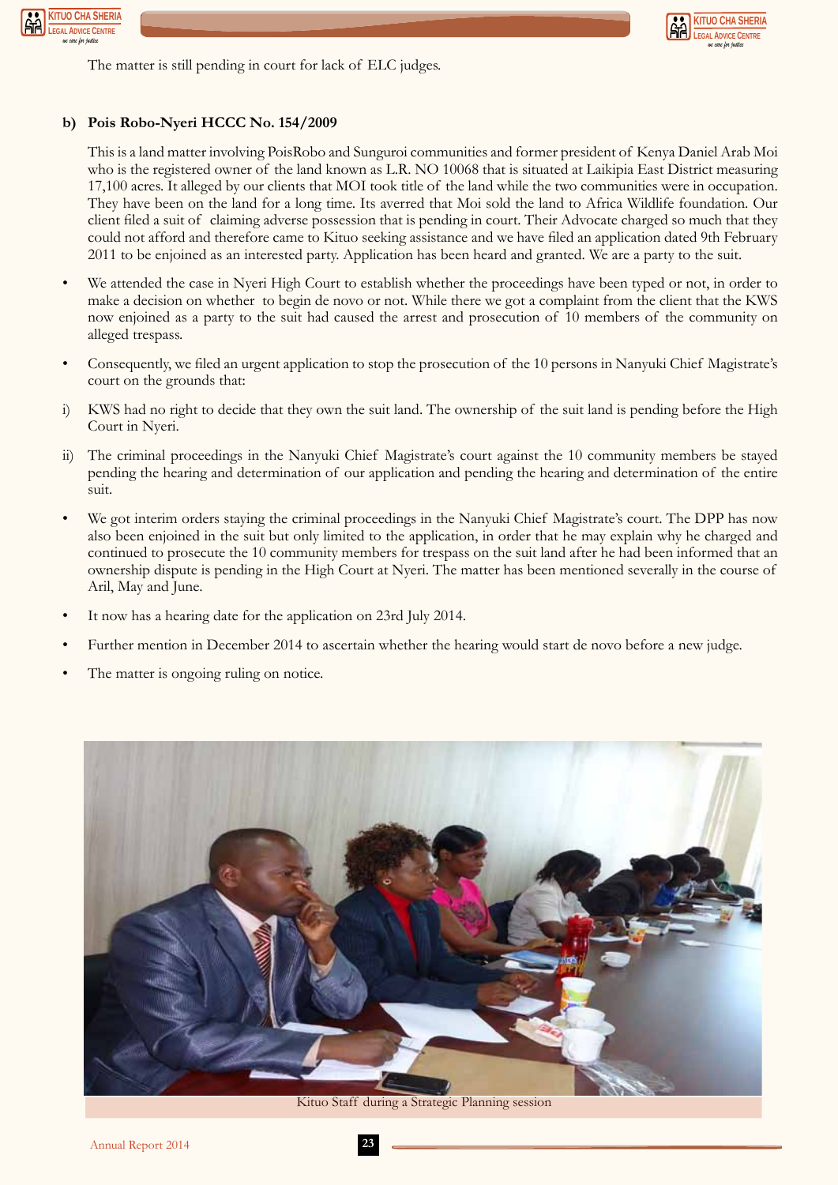The matter is still pending in court for lack of ELC judges.

**b) Pois Robo-Nyeri HCCC No. 154/2009**

This is a land matter involving PoisRobo and Sunguroi communities and former president of Kenya Daniel Arab Moi who is the registered owner of the land known as L.R. NO 10068 that is situated at Laikipia East District measuring 17,100 acres. It alleged by our clients that MOI took title of the land while the two communities were in occupation. They have been on the land for a long time. Its averred that Moi sold the land to Africa Wildlife foundation. Our client filed a suit of claiming adverse possession that is pending in court. Their Advocate charged so much that they could not afford and therefore came to Kituo seeking assistance and we have filed an application dated 9th February 2011 to be enjoined as an interested party. Application has been heard and granted. We are a party to the suit.

- We attended the case in Nyeri High Court to establish whether the proceedings have been typed or not, in order to make a decision on whether to begin de novo or not. While there we got a complaint from the client that the KWS now enjoined as a party to the suit had caused the arrest and prosecution of 10 members of the community on alleged trespass.
- Consequently, we filed an urgent application to stop the prosecution of the 10 persons in Nanyuki Chief Magistrate's court on the grounds that:

i) KWS had no right to decide that they own the suit land. The ownership of the suit land is pending before the High Court in Nyeri.

ii) The criminal proceedings in the Nanyuki Chief Magistrate's court against the 10 community members be stayed pending the hearing and determination of our application and pending the hearing and determination of the entire suit.

- We got interim orders staying the criminal proceedings in the Nanyuki Chief Magistrate's court. The DPP has now also been enjoined in the suit but only limited to the application, in order that he may explain why he charged and continued to prosecute the 10 community members for trespass on the suit land after he had been informed that an ownership dispute is pending in the High Court at Nyeri. The matter has been mentioned severally in the course of Aril, May and June.
- It now has a hearing date for the application on 23rd July 2014.
- Further mention in December 2014 to ascertain whether the hearing would start de novo before a new judge.
- The matter is ongoing ruling on notice.

Kituo Staff during a Strategic Planning session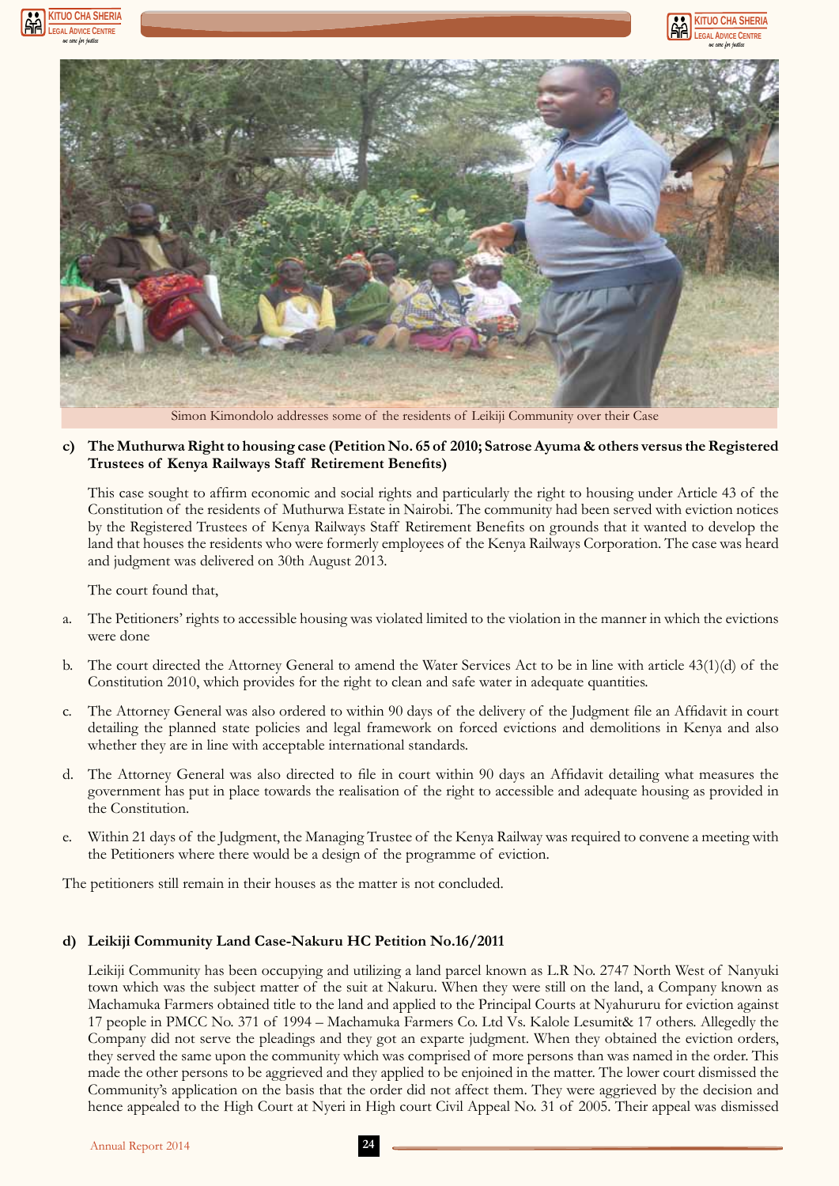Simon Kimondolo addresses some of the residents of Leikiji Community over their Case

**c) The Muthurwa Right to housing case (Petition No. 65 of 2010; Satrose Ayuma & others versus the Registered Trustees of Kenya Railways Staff Retirement Benefits)**

This case sought to affirm economic and social rights and particularly the right to housing under Article 43 of the Constitution of the residents of Muthurwa Estate in Nairobi. The community had been served with eviction notices by the Registered Trustees of Kenya Railways Staff Retirement Benefits on grounds that it wanted to develop the land that houses the residents who were formerly employees of the Kenya Railways Corporation. The case was heard and judgment was delivered on 30th August 2013.

The court found that,

a. The Petitioners' rights to accessible housing was violated limited to the violation in the manner in which the evictions were done

b. The court directed the Attorney General to amend the Water Services Act to be in line with article 43(1)(d) of the Constitution 2010, which provides for the right to clean and safe water in adequate quantities.

c. The Attorney General was also ordered to within 90 days of the delivery of the Judgment file an Affidavit in court detailing the planned state policies and legal framework on forced evictions and demolitions in Kenya and also whether they are in line with acceptable international standards.

d. The Attorney General was also directed to file in court within 90 days an Affidavit detailing what measures the government has put in place towards the realisation of the right to accessible and adequate housing as provided in the Constitution.

e. Within 21 days of the Judgment, the Managing Trustee of the Kenya Railway was required to convene a meeting with the Petitioners where there would be a design of the programme of eviction.

The petitioners still remain in their houses as the matter is not concluded.

**d) Leikiji Community Land Case-Nakuru HC Petition No.16/2011**

Leikiji Community has been occupying and utilizing a land parcel known as L.R No. 2747 North West of Nanyuki town which was the subject matter of the suit at Nakuru. When they were still on the land, a Company known as Machamuka Farmers obtained title to the land and applied to the Principal Courts at Nyahururu for eviction against 17 people in PMCC No. 371 of 1994 – Machamuka Farmers Co. Ltd Vs. Kalole Lesumit& 17 others. Allegedly the Company did not serve the pleadings and they got an exparte judgment. When they obtained the eviction orders, they served the same upon the community which was comprised of more persons than was named in the order. This made the other persons to be aggrieved and they applied to be enjoined in the matter. The lower court dismissed the Community's application on the basis that the order did not affect them. They were aggrieved by the decision and hence appealed to the High Court at Nyeri in High court Civil Appeal No. 31 of 2005. Their appeal was dismissed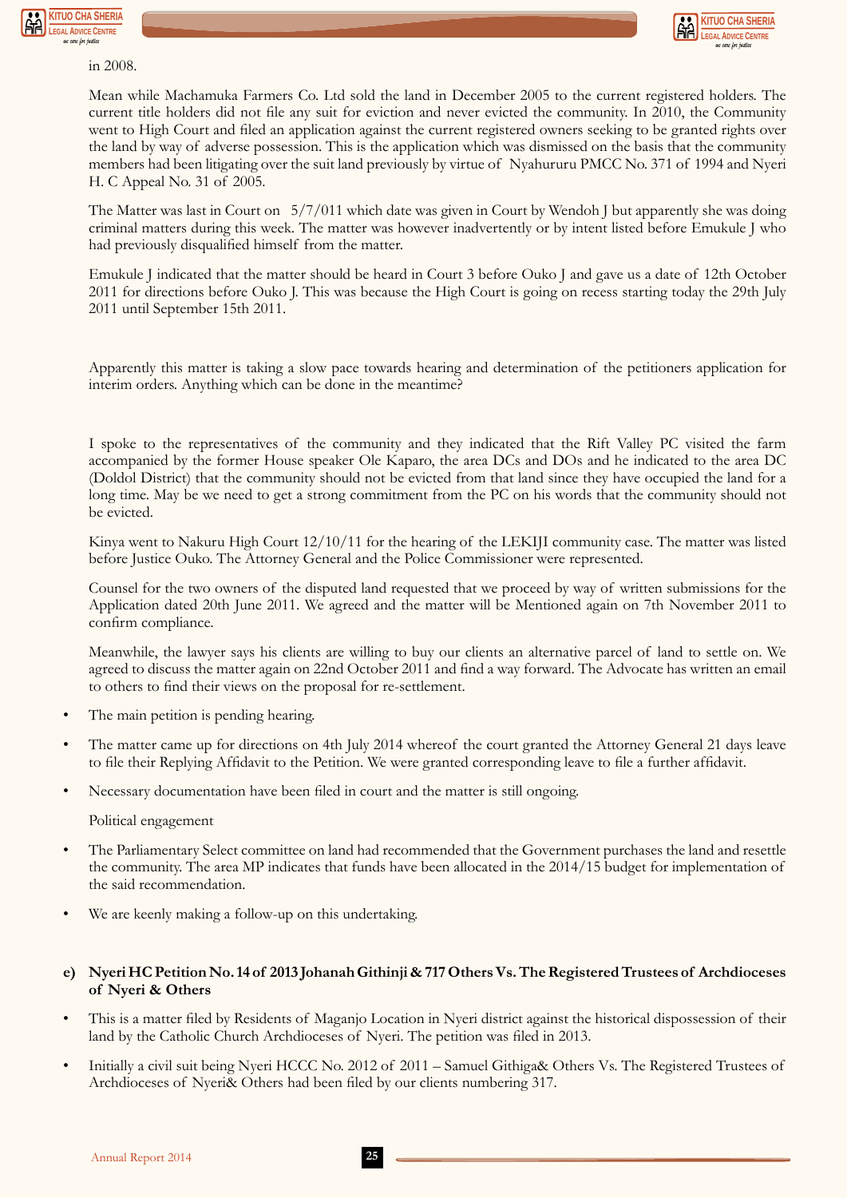in 2008.

Mean while Machamuka Farmers Co. Ltd sold the land in December 2005 to the current registered holders. The current title holders did not file any suit for eviction and never evicted the community. In 2010, the Community went to High Court and filed an application against the current registered owners seeking to be granted rights over the land by way of adverse possession. This is the application which was dismissed on the basis that the community members had been litigating over the suit land previously by virtue of Nyahururu PMCC No. 371 of 1994 and Nyeri H. C Appeal No. 31 of 2005.

The Matter was last in Court on 5/7/011 which date was given in Court by Wendoh J but apparently she was doing criminal matters during this week. The matter was however inadvertently or by intent listed before Emukule J who had previously disqualified himself from the matter.

Emukule J indicated that the matter should be heard in Court 3 before Ouko J and gave us a date of 12th October 2011 for directions before Ouko J. This was because the High Court is going on recess starting today the 29th July 2011 until September 15th 2011.

Apparently this matter is taking a slow pace towards hearing and determination of the petitioners application for interim orders. Anything which can be done in the meantime?

I spoke to the representatives of the community and they indicated that the Rift Valley PC visited the farm accompanied by the former House speaker Ole Kaparo, the area DCs and DOs and he indicated to the area DC (Doldol District) that the community should not be evicted from that land since they have occupied the land for a long time. May be we need to get a strong commitment from the PC on his words that the community should not be evicted.

Kinya went to Nakuru High Court 12/10/11 for the hearing of the LEKIJI community case. The matter was listed before Justice Ouko. The Attorney General and the Police Commissioner were represented.

Counsel for the two owners of the disputed land requested that we proceed by way of written submissions for the Application dated 20th June 2011. We agreed and the matter will be Mentioned again on 7th November 2011 to confirm compliance.

Meanwhile, the lawyer says his clients are willing to buy our clients an alternative parcel of land to settle on. We agreed to discuss the matter again on 22nd October 2011 and find a way forward. The Advocate has written an email to others to find their views on the proposal for re-settlement.

- The main petition is pending hearing.
- The matter came up for directions on 4th July 2014 whereof the court granted the Attorney General 21 days leave to file their Replying Affidavit to the Petition. We were granted corresponding leave to file a further affidavit.
- Necessary documentation have been filed in court and the matter is still ongoing.

Political engagement

- The Parliamentary Select committee on land had recommended that the Government purchases the land and resettle the community. The area MP indicates that funds have been allocated in the 2014/15 budget for implementation of the said recommendation.
- We are keenly making a follow-up on this undertaking.

**e) Nyeri HC Petition No. 14 of 2013 Johanah Githinji & 717 Others Vs. The Registered Trustees of Archdioceses of Nyeri & Others**

- This is a matter filed by Residents of Maganjo Location in Nyeri district against the historical dispossession of their land by the Catholic Church Archdioceses of Nyeri. The petition was filed in 2013.
- Initially a civil suit being Nyeri HCCC No. 2012 of 2011 – Samuel Githiga& Others Vs. The Registered Trustees of Archdioceses of Nyeri& Others had been filed by our clients numbering 317.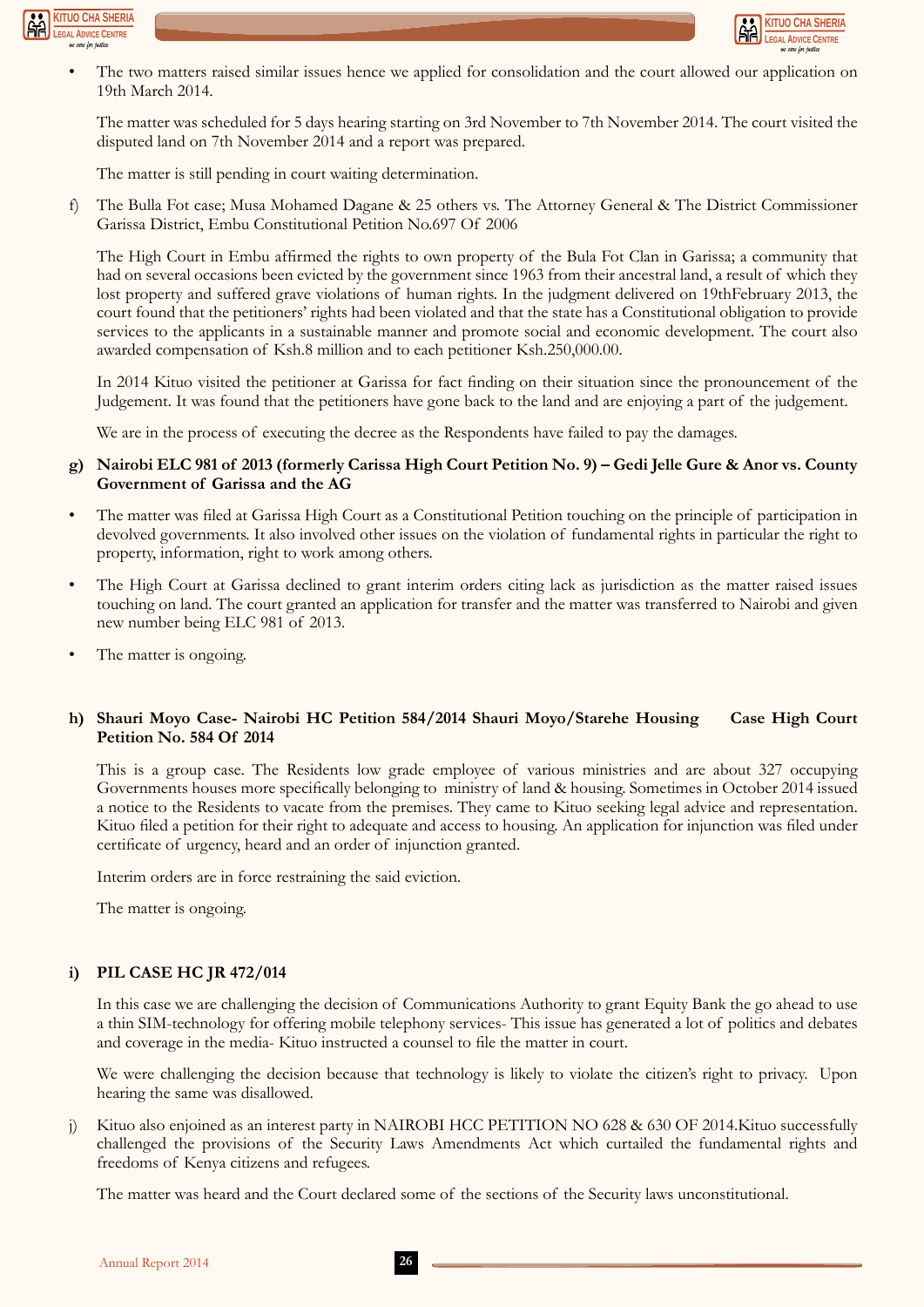- The two matters raised similar issues hence we applied for consolidation and the court allowed our application on 19th March 2014.

  The matter was scheduled for 5 days hearing starting on 3rd November to 7th November 2014. The court visited the disputed land on 7th November 2014 and a report was prepared.

  The matter is still pending in court waiting determination.

f) The Bulla Fot case; Musa Mohamed Dagane & 25 others vs. The Attorney General & The District Commissioner Garissa District, Embu Constitutional Petition No.697 Of 2006

  The High Court in Embu affirmed the rights to own property of the Bula Fot Clan in Garissa; a community that had on several occasions been evicted by the government since 1963 from their ancestral land, a result of which they lost property and suffered grave violations of human rights. In the judgment delivered on 19thFebruary 2013, the court found that the petitioners' rights had been violated and that the state has a Constitutional obligation to provide services to the applicants in a sustainable manner and promote social and economic development. The court also awarded compensation of Ksh.8 million and to each petitioner Ksh.250,000.00.

  In 2014 Kituo visited the petitioner at Garissa for fact finding on their situation since the pronouncement of the Judgement. It was found that the petitioners have gone back to the land and are enjoying a part of the judgement.

  We are in the process of executing the decree as the Respondents have failed to pay the damages.

**g) Nairobi ELC 981 of 2013 (formerly Carissa High Court Petition No. 9) – Gedi Jelle Gure & Anor vs. County Government of Garissa and the AG**

- The matter was filed at Garissa High Court as a Constitutional Petition touching on the principle of participation in devolved governments. It also involved other issues on the violation of fundamental rights in particular the right to property, information, right to work among others.
- The High Court at Garissa declined to grant interim orders citing lack as jurisdiction as the matter raised issues touching on land. The court granted an application for transfer and the matter was transferred to Nairobi and given new number being ELC 981 of 2013.
- The matter is ongoing.

**h) Shauri Moyo Case- Nairobi HC Petition 584/2014 Shauri Moyo/Starehe Housing Case High Court Petition No. 584 Of 2014**

  This is a group case. The Residents low grade employee of various ministries and are about 327 occupying Governments houses more specifically belonging to ministry of land & housing. Sometimes in October 2014 issued a notice to the Residents to vacate from the premises. They came to Kituo seeking legal advice and representation. Kituo filed a petition for their right to adequate and access to housing. An application for injunction was filed under certificate of urgency, heard and an order of injunction granted.

  Interim orders are in force restraining the said eviction.

  The matter is ongoing.

**i) PIL CASE HC JR 472/014**

  In this case we are challenging the decision of Communications Authority to grant Equity Bank the go ahead to use a thin SIM-technology for offering mobile telephony services- This issue has generated a lot of politics and debates and coverage in the media- Kituo instructed a counsel to file the matter in court.

  We were challenging the decision because that technology is likely to violate the citizen's right to privacy. Upon hearing the same was disallowed.

j) Kituo also enjoined as an interest party in NAIROBI HCC PETITION NO 628 & 630 OF 2014.Kituo successfully challenged the provisions of the Security Laws Amendments Act which curtailed the fundamental rights and freedoms of Kenya citizens and refugees.

  The matter was heard and the Court declared some of the sections of the Security laws unconstitutional.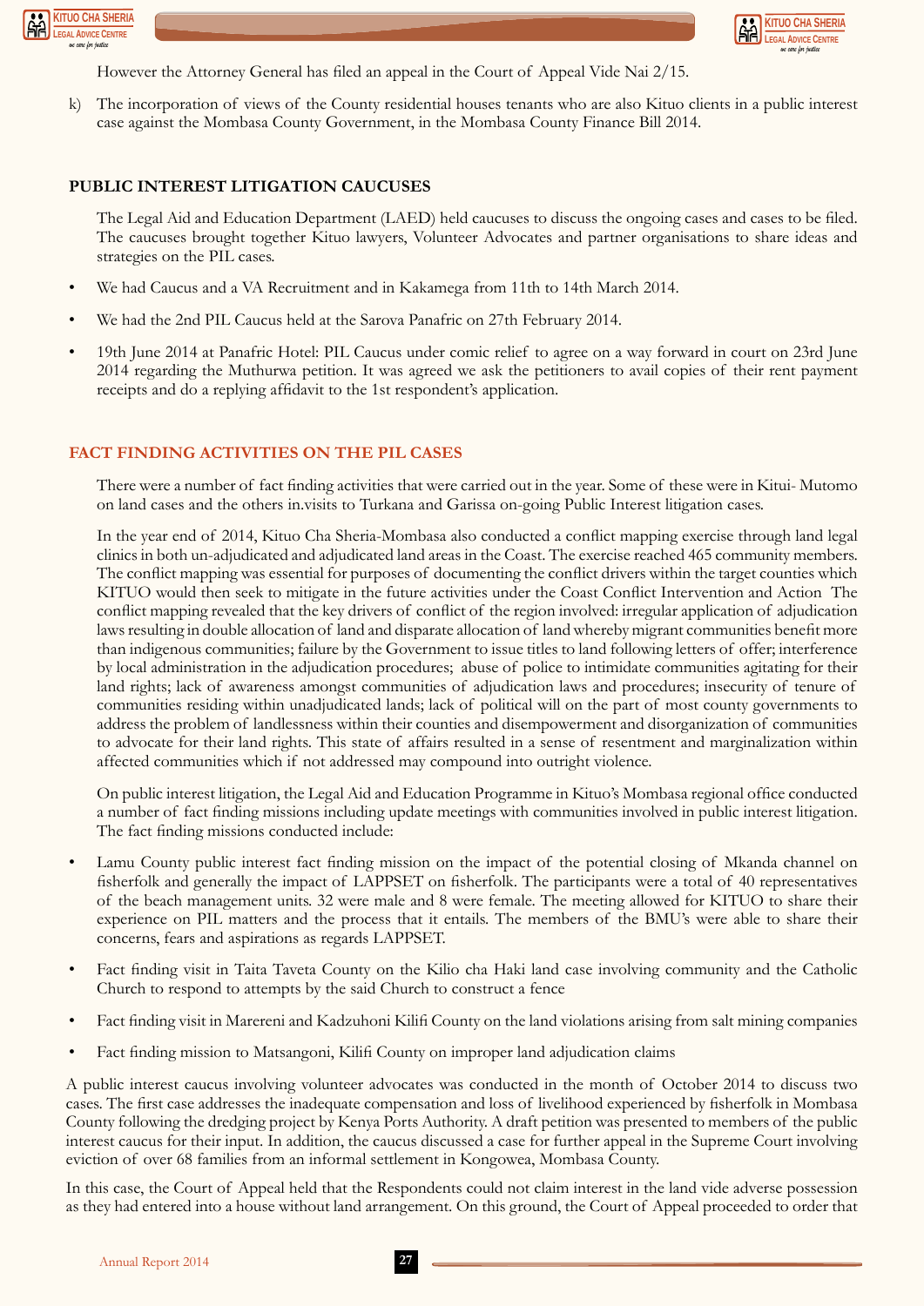However the Attorney General has filed an appeal in the Court of Appeal Vide Nai 2/15.

k) The incorporation of views of the County residential houses tenants who are also Kituo clients in a public interest case against the Mombasa County Government, in the Mombasa County Finance Bill 2014.

## PUBLIC INTEREST LITIGATION CAUCUSES

The Legal Aid and Education Department (LAED) held caucuses to discuss the ongoing cases and cases to be filed. The caucuses brought together Kituo lawyers, Volunteer Advocates and partner organisations to share ideas and strategies on the PIL cases.

- We had Caucus and a VA Recruitment and in Kakamega from 11th to 14th March 2014.
- We had the 2nd PIL Caucus held at the Sarova Panafric on 27th February 2014.
- 19th June 2014 at Panafric Hotel: PIL Caucus under comic relief to agree on a way forward in court on 23rd June 2014 regarding the Muthurwa petition. It was agreed we ask the petitioners to avail copies of their rent payment receipts and do a replying affidavit to the 1st respondent's application.

## FACT FINDING ACTIVITIES ON THE PIL CASES

There were a number of fact finding activities that were carried out in the year. Some of these were in Kitui- Mutomo on land cases and the others in.visits to Turkana and Garissa on-going Public Interest litigation cases.

In the year end of 2014, Kituo Cha Sheria-Mombasa also conducted a conflict mapping exercise through land legal clinics in both un-adjudicated and adjudicated land areas in the Coast. The exercise reached 465 community members. The conflict mapping was essential for purposes of documenting the conflict drivers within the target counties which KITUO would then seek to mitigate in the future activities under the Coast Conflict Intervention and Action The conflict mapping revealed that the key drivers of conflict of the region involved: irregular application of adjudication laws resulting in double allocation of land and disparate allocation of land whereby migrant communities benefit more than indigenous communities; failure by the Government to issue titles to land following letters of offer; interference by local administration in the adjudication procedures; abuse of police to intimidate communities agitating for their land rights; lack of awareness amongst communities of adjudication laws and procedures; insecurity of tenure of communities residing within unadjudicated lands; lack of political will on the part of most county governments to address the problem of landlessness within their counties and disempowerment and disorganization of communities to advocate for their land rights. This state of affairs resulted in a sense of resentment and marginalization within affected communities which if not addressed may compound into outright violence.

On public interest litigation, the Legal Aid and Education Programme in Kituo's Mombasa regional office conducted a number of fact finding missions including update meetings with communities involved in public interest litigation. The fact finding missions conducted include:

- Lamu County public interest fact finding mission on the impact of the potential closing of Mkanda channel on fisherfolk and generally the impact of LAPPSET on fisherfolk. The participants were a total of 40 representatives of the beach management units. 32 were male and 8 were female. The meeting allowed for KITUO to share their experience on PIL matters and the process that it entails. The members of the BMU's were able to share their concerns, fears and aspirations as regards LAPPSET.
- Fact finding visit in Taita Taveta County on the Kilio cha Haki land case involving community and the Catholic Church to respond to attempts by the said Church to construct a fence
- Fact finding visit in Marereni and Kadzuhoni Kilifi County on the land violations arising from salt mining companies
- Fact finding mission to Matsangoni, Kilifi County on improper land adjudication claims

A public interest caucus involving volunteer advocates was conducted in the month of October 2014 to discuss two cases. The first case addresses the inadequate compensation and loss of livelihood experienced by fisherfolk in Mombasa County following the dredging project by Kenya Ports Authority. A draft petition was presented to members of the public interest caucus for their input. In addition, the caucus discussed a case for further appeal in the Supreme Court involving eviction of over 68 families from an informal settlement in Kongowea, Mombasa County.

In this case, the Court of Appeal held that the Respondents could not claim interest in the land vide adverse possession as they had entered into a house without land arrangement. On this ground, the Court of Appeal proceeded to order that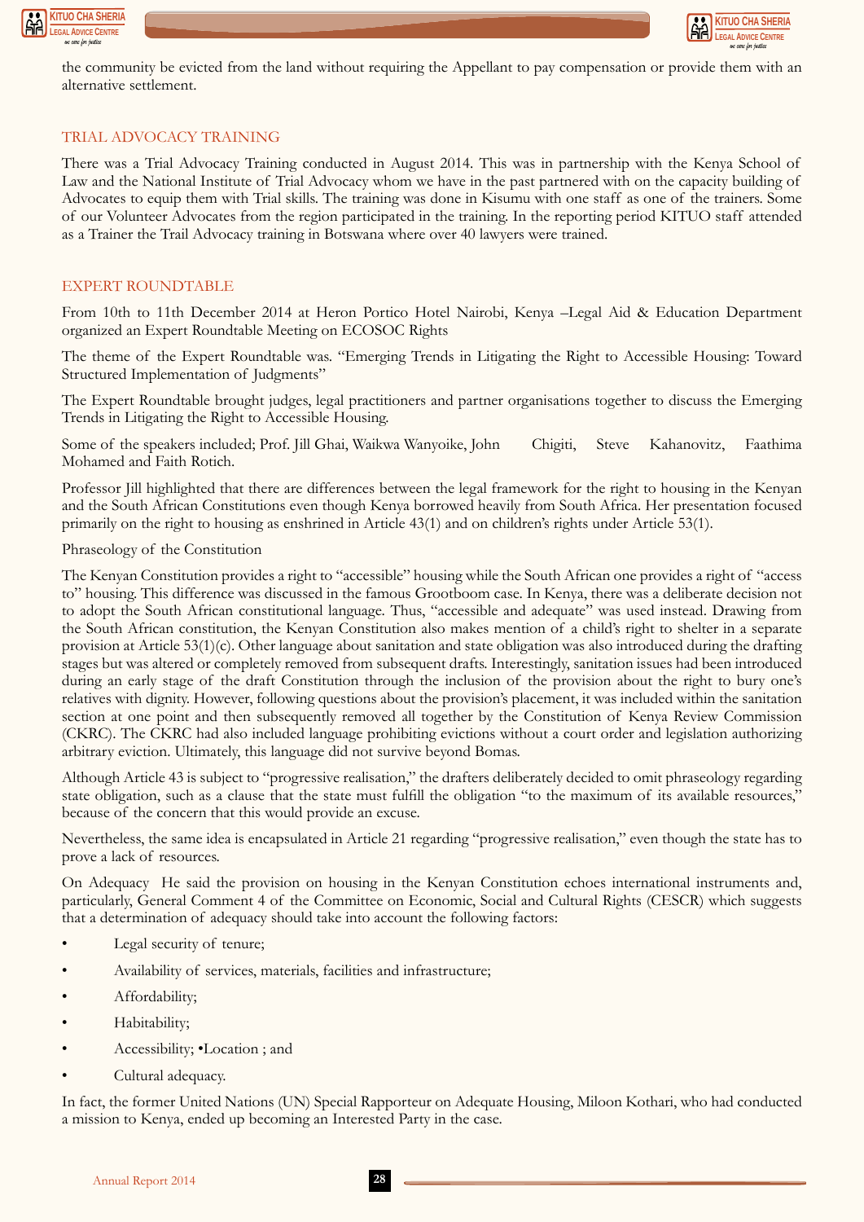the community be evicted from the land without requiring the Appellant to pay compensation or provide them with an alternative settlement.

## TRIAL ADVOCACY TRAINING

There was a Trial Advocacy Training conducted in August 2014. This was in partnership with the Kenya School of Law and the National Institute of Trial Advocacy whom we have in the past partnered with on the capacity building of Advocates to equip them with Trial skills. The training was done in Kisumu with one staff as one of the trainers. Some of our Volunteer Advocates from the region participated in the training. In the reporting period KITUO staff attended as a Trainer the Trail Advocacy training in Botswana where over 40 lawyers were trained.

## EXPERT ROUNDTABLE

From 10th to 11th December 2014 at Heron Portico Hotel Nairobi, Kenya –Legal Aid & Education Department organized an Expert Roundtable Meeting on ECOSOC Rights

The theme of the Expert Roundtable was. "Emerging Trends in Litigating the Right to Accessible Housing: Toward Structured Implementation of Judgments"

The Expert Roundtable brought judges, legal practitioners and partner organisations together to discuss the Emerging Trends in Litigating the Right to Accessible Housing.

Some of the speakers included; Prof. Jill Ghai, Waikwa Wanyoike, John Chigiti, Steve Kahanovitz, Faathima Mohamed and Faith Rotich.

Professor Jill highlighted that there are differences between the legal framework for the right to housing in the Kenyan and the South African Constitutions even though Kenya borrowed heavily from South Africa. Her presentation focused primarily on the right to housing as enshrined in Article 43(1) and on children's rights under Article 53(1).

Phraseology of the Constitution

The Kenyan Constitution provides a right to "accessible" housing while the South African one provides a right of "access to" housing. This difference was discussed in the famous Grootboom case. In Kenya, there was a deliberate decision not to adopt the South African constitutional language. Thus, "accessible and adequate" was used instead. Drawing from the South African constitution, the Kenyan Constitution also makes mention of a child's right to shelter in a separate provision at Article 53(1)(c). Other language about sanitation and state obligation was also introduced during the drafting stages but was altered or completely removed from subsequent drafts. Interestingly, sanitation issues had been introduced during an early stage of the draft Constitution through the inclusion of the provision about the right to bury one's relatives with dignity. However, following questions about the provision's placement, it was included within the sanitation section at one point and then subsequently removed all together by the Constitution of Kenya Review Commission (CKRC). The CKRC had also included language prohibiting evictions without a court order and legislation authorizing arbitrary eviction. Ultimately, this language did not survive beyond Bomas.

Although Article 43 is subject to "progressive realisation," the drafters deliberately decided to omit phraseology regarding state obligation, such as a clause that the state must fulfill the obligation "to the maximum of its available resources," because of the concern that this would provide an excuse.

Nevertheless, the same idea is encapsulated in Article 21 regarding "progressive realisation," even though the state has to prove a lack of resources.

On Adequacy He said the provision on housing in the Kenyan Constitution echoes international instruments and, particularly, General Comment 4 of the Committee on Economic, Social and Cultural Rights (CESCR) which suggests that a determination of adequacy should take into account the following factors:

- Legal security of tenure;
- Availability of services, materials, facilities and infrastructure;
- Affordability;
- Habitability;
- Accessibility; •Location ; and
- Cultural adequacy.

In fact, the former United Nations (UN) Special Rapporteur on Adequate Housing, Miloon Kothari, who had conducted a mission to Kenya, ended up becoming an Interested Party in the case.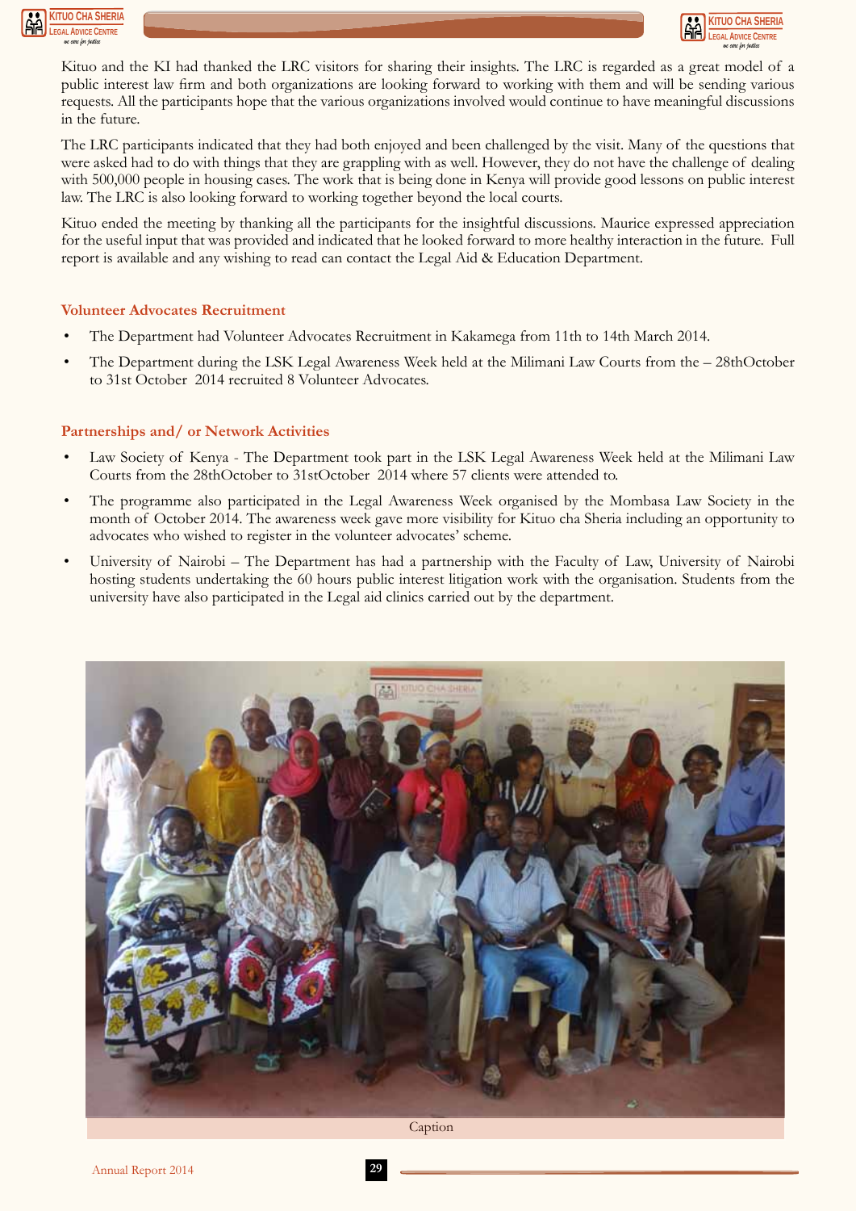Kituo and the KI had thanked the LRC visitors for sharing their insights. The LRC is regarded as a great model of a public interest law firm and both organizations are looking forward to working with them and will be sending various requests. All the participants hope that the various organizations involved would continue to have meaningful discussions in the future.

The LRC participants indicated that they had both enjoyed and been challenged by the visit. Many of the questions that were asked had to do with things that they are grappling with as well. However, they do not have the challenge of dealing with 500,000 people in housing cases. The work that is being done in Kenya will provide good lessons on public interest law. The LRC is also looking forward to working together beyond the local courts.

Kituo ended the meeting by thanking all the participants for the insightful discussions. Maurice expressed appreciation for the useful input that was provided and indicated that he looked forward to more healthy interaction in the future. Full report is available and any wishing to read can contact the Legal Aid & Education Department.

### Volunteer Advocates Recruitment

- The Department had Volunteer Advocates Recruitment in Kakamega from 11th to 14th March 2014.
- The Department during the LSK Legal Awareness Week held at the Milimani Law Courts from the – 28thOctober to 31st October 2014 recruited 8 Volunteer Advocates.

### Partnerships and/ or Network Activities

- Law Society of Kenya - The Department took part in the LSK Legal Awareness Week held at the Milimani Law Courts from the 28thOctober to 31stOctober 2014 where 57 clients were attended to.
- The programme also participated in the Legal Awareness Week organised by the Mombasa Law Society in the month of October 2014. The awareness week gave more visibility for Kituo cha Sheria including an opportunity to advocates who wished to register in the volunteer advocates' scheme.
- University of Nairobi – The Department has had a partnership with the Faculty of Law, University of Nairobi hosting students undertaking the 60 hours public interest litigation work with the organisation. Students from the university have also participated in the Legal aid clinics carried out by the department.

Caption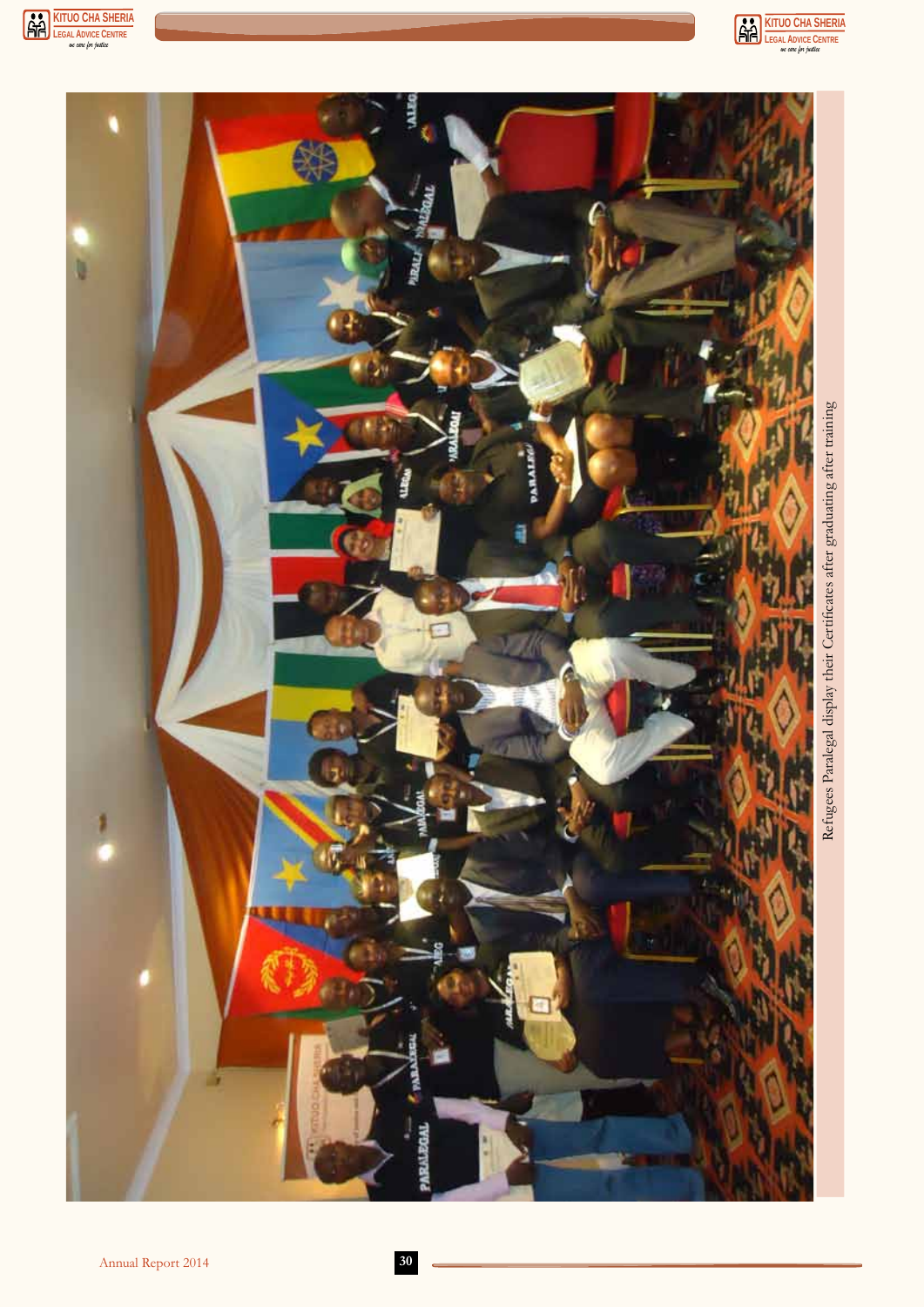Refugees Paralegal display their Certificates after graduating after training